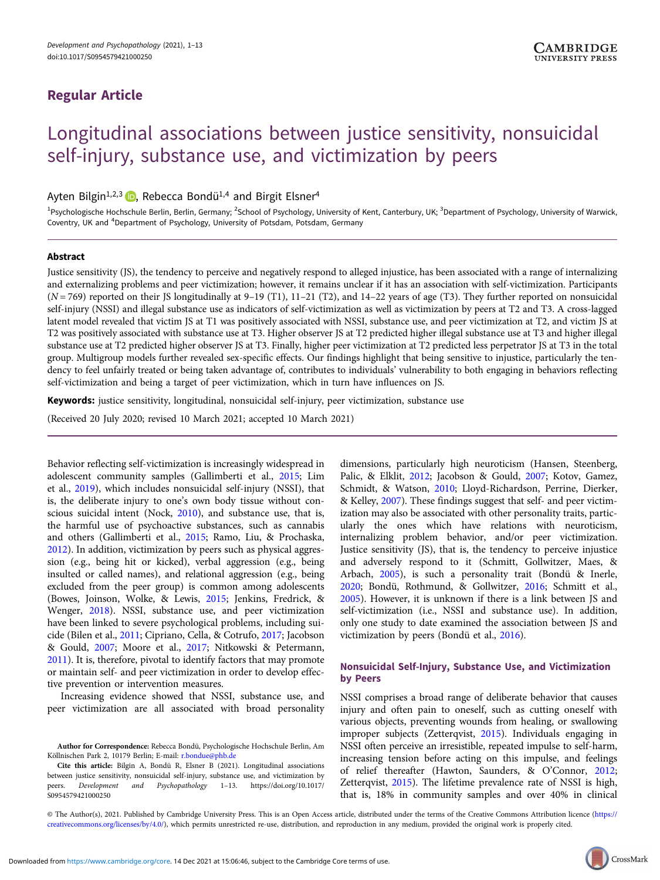Regular Article

# Longitudinal associations between justice sensitivity, nonsuicidal self-injury, substance use, and victimization by peers

Ayten Bilgin[1,2,3], Rebecca Bondü[1,4] and Birgit Elsner[4]

[1]Psychologische Hochschule Berlin, Berlin, Germany; [2]School of Psychology, University of Kent, Canterbury, UK; [3]Department of Psychology, University of Warwick, Coventry, UK and [4]Department of Psychology, University of Potsdam, Potsdam, Germany

## Abstract

Justice sensitivity (JS), the tendency to perceive and negatively respond to alleged injustice, has been associated with a range of internalizing and externalizing problems and peer victimization; however, it remains unclear if it has an association with self-victimization. Participants ($N = 769$) reported on their JS longitudinally at 9–19 (T1), 11–21 (T2), and 14–22 years of age (T3). They further reported on nonsuicidal self-injury (NSSI) and illegal substance use as indicators of self-victimization as well as victimization by peers at T2 and T3. A cross-lagged latent model revealed that victim JS at T1 was positively associated with NSSI, substance use, and peer victimization at T2, and victim JS at T2 was positively associated with substance use at T3. Higher observer JS at T2 predicted higher illegal substance use at T3 and higher illegal substance use at T2 predicted higher observer JS at T3. Finally, higher peer victimization at T2 predicted less perpetrator JS at T3 in the total group. Multigroup models further revealed sex-specific effects. Our findings highlight that being sensitive to injustice, particularly the tendency to feel unfairly treated or being taken advantage of, contributes to individuals' vulnerability to both engaging in behaviors reflecting self-victimization and being a target of peer victimization, which in turn have influences on JS.

**Keywords:** justice sensitivity, longitudinal, nonsuicidal self-injury, peer victimization, substance use

(Received 20 July 2020; revised 10 March 2021; accepted 10 March 2021)

Behavior reflecting self-victimization is increasingly widespread in adolescent community samples (Gallimberti et al., 2015; Lim et al., 2019), which includes nonsuicidal self-injury (NSSI), that is, the deliberate injury to one's own body tissue without conscious suicidal intent (Nock, 2010), and substance use, that is, the harmful use of psychoactive substances, such as cannabis and others (Gallimberti et al., 2015; Ramo, Liu, & Prochaska, 2012). In addition, victimization by peers such as physical aggression (e.g., being hit or kicked), verbal aggression (e.g., being insulted or called names), and relational aggression (e.g., being excluded from the peer group) is common among adolescents (Bowes, Joinson, Wolke, & Lewis, 2015; Jenkins, Fredrick, & Wenger, 2018). NSSI, substance use, and peer victimization have been linked to severe psychological problems, including suicide (Bilen et al., 2011; Cipriano, Cella, & Cotrufo, 2017; Jacobson & Gould, 2007; Moore et al., 2017; Nitkowski & Petermann, 2011). It is, therefore, pivotal to identify factors that may promote or maintain self- and peer victimization in order to develop effective prevention or intervention measures.

Increasing evidence showed that NSSI, substance use, and peer victimization are all associated with broad personality dimensions, particularly high neuroticism (Hansen, Steenberg, Palic, & Elklit, 2012; Jacobson & Gould, 2007; Kotov, Gamez, Schmidt, & Watson, 2010; Lloyd-Richardson, Perrine, Dierker, & Kelley, 2007). These findings suggest that self- and peer victimization may also be associated with other personality traits, particularly the ones which have relations with neuroticism, internalizing problem behavior, and/or peer victimization. Justice sensitivity (JS), that is, the tendency to perceive injustice and adversely respond to it (Schmitt, Gollwitzer, Maes, & Arbach, 2005), is such a personality trait (Bondü & Inerle, 2020; Bondü, Rothmund, & Gollwitzer, 2016; Schmitt et al., 2005). However, it is unknown if there is a link between JS and self-victimization (i.e., NSSI and substance use). In addition, only one study to date examined the association between JS and victimization by peers (Bondü et al., 2016).

### Nonsuicidal Self-Injury, Substance Use, and Victimization by Peers

NSSI comprises a broad range of deliberate behavior that causes injury and often pain to oneself, such as cutting oneself with various objects, preventing wounds from healing, or swallowing improper subjects (Zetterqvist, 2015). Individuals engaging in NSSI often perceive an irresistible, repeated impulse to self-harm, increasing tension before acting on this impulse, and feelings of relief thereafter (Hawton, Saunders, & O'Connor, 2012; Zetterqvist, 2015). The lifetime prevalence rate of NSSI is high, that is, 18% in community samples and over 40% in clinical

**Author for Correspondence:** Rebecca Bondü, Psychologische Hochschule Berlin, Am Köllnischen Park 2, 10179 Berlin; E-mail: r.bondue@phb.de

**Cite this article:** Bilgin A, Bondü R, Elsner B (2021). Longitudinal associations between justice sensitivity, nonsuicidal self-injury, substance use, and victimization by peers. *Development and Psychopathology* 1–13. https://doi.org/10.1017/S0954579421000250

© The Author(s), 2021. Published by Cambridge University Press. This is an Open Access article, distributed under the terms of the Creative Commons Attribution licence (https://creativecommons.org/licenses/by/4.0/), which permits unrestricted re-use, distribution, and reproduction in any medium, provided the original work is properly cited.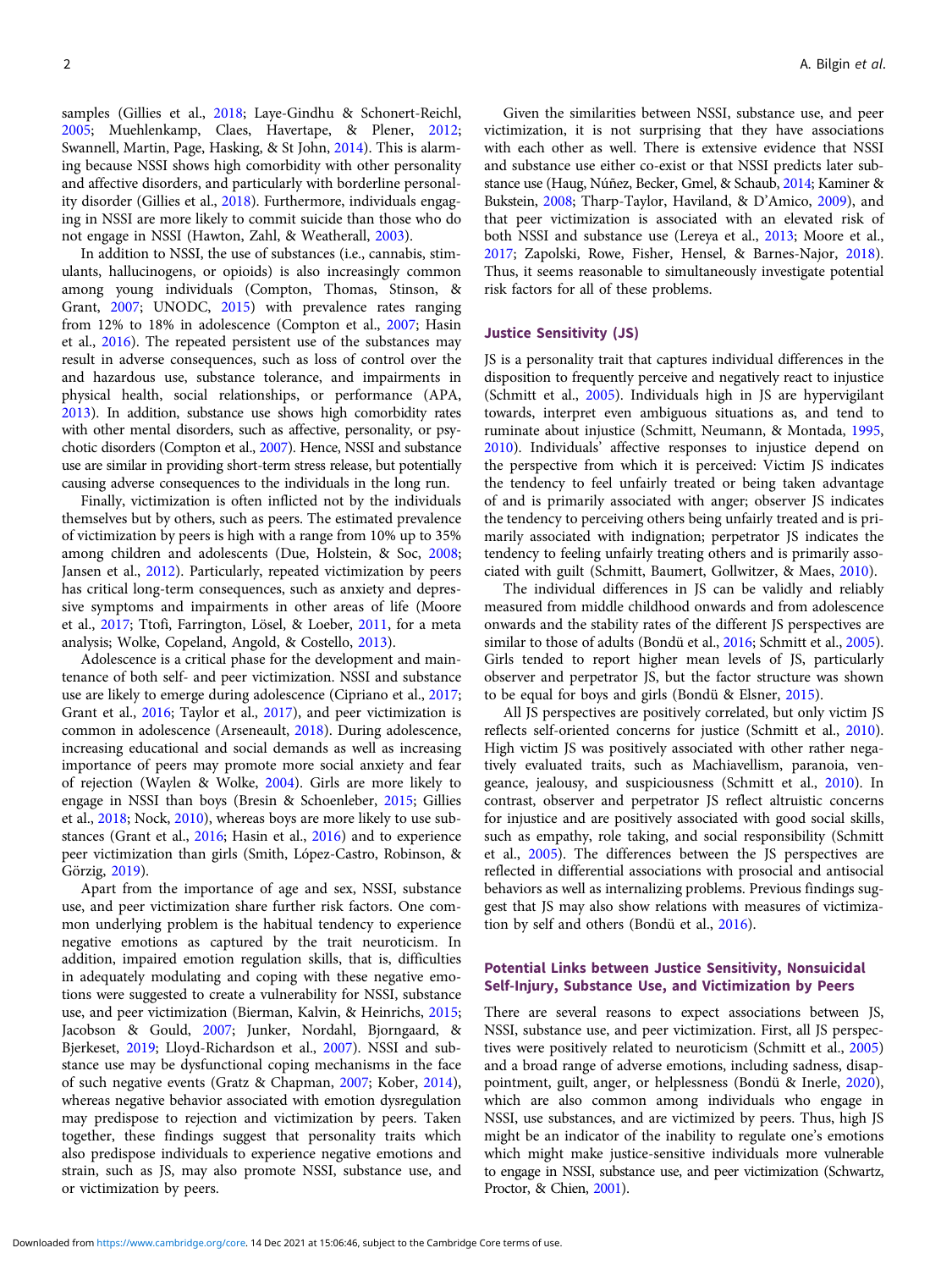samples (Gillies et al., 2018; Laye-Gindhu & Schonert-Reichl, 2005; Muehlenkamp, Claes, Havertape, & Plener, 2012; Swannell, Martin, Page, Hasking, & St John, 2014). This is alarming because NSSI shows high comorbidity with other personality and affective disorders, and particularly with borderline personality disorder (Gillies et al., 2018). Furthermore, individuals engaging in NSSI are more likely to commit suicide than those who do not engage in NSSI (Hawton, Zahl, & Weatherall, 2003).

In addition to NSSI, the use of substances (i.e., cannabis, stimulants, hallucinogens, or opioids) is also increasingly common among young individuals (Compton, Thomas, Stinson, & Grant, 2007; UNODC, 2015) with prevalence rates ranging from 12% to 18% in adolescence (Compton et al., 2007; Hasin et al., 2016). The repeated persistent use of the substances may result in adverse consequences, such as loss of control over the and hazardous use, substance tolerance, and impairments in physical health, social relationships, or performance (APA, 2013). In addition, substance use shows high comorbidity rates with other mental disorders, such as affective, personality, or psychotic disorders (Compton et al., 2007). Hence, NSSI and substance use are similar in providing short-term stress release, but potentially causing adverse consequences to the individuals in the long run.

Finally, victimization is often inflicted not by the individuals themselves but by others, such as peers. The estimated prevalence of victimization by peers is high with a range from 10% up to 35% among children and adolescents (Due, Holstein, & Soc, 2008; Jansen et al., 2012). Particularly, repeated victimization by peers has critical long-term consequences, such as anxiety and depressive symptoms and impairments in other areas of life (Moore et al., 2017; Ttofi, Farrington, Lösel, & Loeber, 2011, for a meta analysis; Wolke, Copeland, Angold, & Costello, 2013).

Adolescence is a critical phase for the development and maintenance of both self- and peer victimization. NSSI and substance use are likely to emerge during adolescence (Cipriano et al., 2017; Grant et al., 2016; Taylor et al., 2017), and peer victimization is common in adolescence (Arseneault, 2018). During adolescence, increasing educational and social demands as well as increasing importance of peers may promote more social anxiety and fear of rejection (Waylen & Wolke, 2004). Girls are more likely to engage in NSSI than boys (Bresin & Schoenleber, 2015; Gillies et al., 2018; Nock, 2010), whereas boys are more likely to use substances (Grant et al., 2016; Hasin et al., 2016) and to experience peer victimization than girls (Smith, López-Castro, Robinson, & Görzig, 2019).

Apart from the importance of age and sex, NSSI, substance use, and peer victimization share further risk factors. One common underlying problem is the habitual tendency to experience negative emotions as captured by the trait neuroticism. In addition, impaired emotion regulation skills, that is, difficulties in adequately modulating and coping with these negative emotions were suggested to create a vulnerability for NSSI, substance use, and peer victimization (Bierman, Kalvin, & Heinrichs, 2015; Jacobson & Gould, 2007; Junker, Nordahl, Bjorngaard, & Bjerkeset, 2019; Lloyd-Richardson et al., 2007). NSSI and substance use may be dysfunctional coping mechanisms in the face of such negative events (Gratz & Chapman, 2007; Kober, 2014), whereas negative behavior associated with emotion dysregulation may predispose to rejection and victimization by peers. Taken together, these findings suggest that personality traits which also predispose individuals to experience negative emotions and strain, such as JS, may also promote NSSI, substance use, and or victimization by peers.

Given the similarities between NSSI, substance use, and peer victimization, it is not surprising that they have associations with each other as well. There is extensive evidence that NSSI and substance use either co-exist or that NSSI predicts later substance use (Haug, Núñez, Becker, Gmel, & Schaub, 2014; Kaminer & Bukstein, 2008; Tharp-Taylor, Haviland, & D'Amico, 2009), and that peer victimization is associated with an elevated risk of both NSSI and substance use (Lereya et al., 2013; Moore et al., 2017; Zapolski, Rowe, Fisher, Hensel, & Barnes-Najor, 2018). Thus, it seems reasonable to simultaneously investigate potential risk factors for all of these problems.

## Justice Sensitivity (JS)

JS is a personality trait that captures individual differences in the disposition to frequently perceive and negatively react to injustice (Schmitt et al., 2005). Individuals high in JS are hypervigilant towards, interpret even ambiguous situations as, and tend to ruminate about injustice (Schmitt, Neumann, & Montada, 1995, 2010). Individuals' affective responses to injustice depend on the perspective from which it is perceived: Victim JS indicates the tendency to feel unfairly treated or being taken advantage of and is primarily associated with anger; observer JS indicates the tendency to perceiving others being unfairly treated and is primarily associated with indignation; perpetrator JS indicates the tendency to feeling unfairly treating others and is primarily associated with guilt (Schmitt, Baumert, Gollwitzer, & Maes, 2010).

The individual differences in JS can be validly and reliably measured from middle childhood onwards and from adolescence onwards and the stability rates of the different JS perspectives are similar to those of adults (Bondü et al., 2016; Schmitt et al., 2005). Girls tended to report higher mean levels of JS, particularly observer and perpetrator JS, but the factor structure was shown to be equal for boys and girls (Bondü & Elsner, 2015).

All JS perspectives are positively correlated, but only victim JS reflects self-oriented concerns for justice (Schmitt et al., 2010). High victim JS was positively associated with other rather negatively evaluated traits, such as Machiavellism, paranoia, vengeance, jealousy, and suspiciousness (Schmitt et al., 2010). In contrast, observer and perpetrator JS reflect altruistic concerns for injustice and are positively associated with good social skills, such as empathy, role taking, and social responsibility (Schmitt et al., 2005). The differences between the JS perspectives are reflected in differential associations with prosocial and antisocial behaviors as well as internalizing problems. Previous findings suggest that JS may also show relations with measures of victimization by self and others (Bondü et al., 2016).

## Potential Links between Justice Sensitivity, Nonsuicidal Self-Injury, Substance Use, and Victimization by Peers

There are several reasons to expect associations between JS, NSSI, substance use, and peer victimization. First, all JS perspectives were positively related to neuroticism (Schmitt et al., 2005) and a broad range of adverse emotions, including sadness, disappointment, guilt, anger, or helplessness (Bondü & Inerle, 2020), which are also common among individuals who engage in NSSI, use substances, and are victimized by peers. Thus, high JS might be an indicator of the inability to regulate one's emotions which might make justice-sensitive individuals more vulnerable to engage in NSSI, substance use, and peer victimization (Schwartz, Proctor, & Chien, 2001).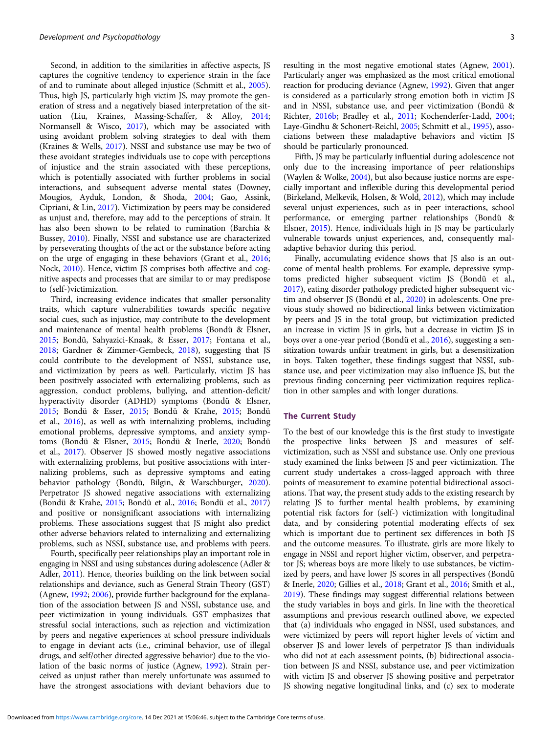Second, in addition to the similarities in affective aspects, JS captures the cognitive tendency to experience strain in the face of and to ruminate about alleged injustice (Schmitt et al., 2005). Thus, high JS, particularly high victim JS, may promote the generation of stress and a negatively biased interpretation of the situation (Liu, Kraines, Massing-Schaffer, & Alloy, 2014; Normansell & Wisco, 2017), which may be associated with using avoidant problem solving strategies to deal with them (Kraines & Wells, 2017). NSSI and substance use may be two of these avoidant strategies individuals use to cope with perceptions of injustice and the strain associated with these perceptions, which is potentially associated with further problems in social interactions, and subsequent adverse mental states (Downey, Mougios, Ayduk, London, & Shoda, 2004; Gao, Assink, Cipriani, & Lin, 2017). Victimization by peers may be considered as unjust and, therefore, may add to the perceptions of strain. It has also been shown to be related to rumination (Barchia & Bussey, 2010). Finally, NSSI and substance use are characterized by perseverating thoughts of the act or the substance before acting on the urge of engaging in these behaviors (Grant et al., 2016; Nock, 2010). Hence, victim JS comprises both affective and cognitive aspects and processes that are similar to or may predispose to (self-)victimization.

Third, increasing evidence indicates that smaller personality traits, which capture vulnerabilities towards specific negative social cues, such as injustice, may contribute to the development and maintenance of mental health problems (Bondü & Elsner, 2015; Bondü, Sahyazici-Knaak, & Esser, 2017; Fontana et al., 2018; Gardner & Zimmer-Gembeck, 2018), suggesting that JS could contribute to the development of NSSI, substance use, and victimization by peers as well. Particularly, victim JS has been positively associated with externalizing problems, such as aggression, conduct problems, bullying, and attention-deficit/hyperactivity disorder (ADHD) symptoms (Bondü & Elsner, 2015; Bondü & Esser, 2015; Bondü & Krahe, 2015; Bondü et al., 2016), as well as with internalizing problems, including emotional problems, depressive symptoms, and anxiety symptoms (Bondü & Elsner, 2015; Bondü & Inerle, 2020; Bondü et al., 2017). Observer JS showed mostly negative associations with externalizing problems, but positive associations with internalizing problems, such as depressive symptoms and eating behavior pathology (Bondü, Bilgin, & Warschburger, 2020). Perpetrator JS showed negative associations with externalizing (Bondü & Krahe, 2015; Bondü et al., 2016; Bondü et al., 2017) and positive or nonsignificant associations with internalizing problems. These associations suggest that JS might also predict other adverse behaviors related to internalizing and externalizing problems, such as NSSI, substance use, and problems with peers.

Fourth, specifically peer relationships play an important role in engaging in NSSI and using substances during adolescence (Adler & Adler, 2011). Hence, theories building on the link between social relationships and deviance, such as General Strain Theory (GST) (Agnew, 1992; 2006), provide further background for the explanation of the association between JS and NSSI, substance use, and peer victimization in young individuals. GST emphasizes that stressful social interactions, such as rejection and victimization by peers and negative experiences at school pressure individuals to engage in deviant acts (i.e., criminal behavior, use of illegal drugs, and self/other directed aggressive behavior) due to the violation of the basic norms of justice (Agnew, 1992). Strain perceived as unjust rather than merely unfortunate was assumed to have the strongest associations with deviant behaviors due to resulting in the most negative emotional states (Agnew, 2001). Particularly anger was emphasized as the most critical emotional reaction for producing deviance (Agnew, 1992). Given that anger is considered as a particularly strong emotion both in victim JS and in NSSI, substance use, and peer victimization (Bondü & Richter, 2016b; Bradley et al., 2011; Kochenderfer-Ladd, 2004; Laye-Gindhu & Schonert-Reichl, 2005; Schmitt et al., 1995), associations between these maladaptive behaviors and victim JS should be particularly pronounced.

Fifth, JS may be particularly influential during adolescence not only due to the increasing importance of peer relationships (Waylen & Wolke, 2004), but also because justice norms are especially important and inflexible during this developmental period (Birkeland, Melkevik, Holsen, & Wold, 2012), which may include several unjust experiences, such as in peer interactions, school performance, or emerging partner relationships (Bondü & Elsner, 2015). Hence, individuals high in JS may be particularly vulnerable towards unjust experiences, and, consequently maladaptive behavior during this period.

Finally, accumulating evidence shows that JS also is an outcome of mental health problems. For example, depressive symptoms predicted higher subsequent victim JS (Bondü et al., 2017), eating disorder pathology predicted higher subsequent victim and observer JS (Bondü et al., 2020) in adolescents. One previous study showed no bidirectional links between victimization by peers and JS in the total group, but victimization predicted an increase in victim JS in girls, but a decrease in victim JS in boys over a one-year period (Bondü et al., 2016), suggesting a sensitization towards unfair treatment in girls, but a desensitization in boys. Taken together, these findings suggest that NSSI, substance use, and peer victimization may also influence JS, but the previous finding concerning peer victimization requires replication in other samples and with longer durations.

## The Current Study

To the best of our knowledge this is the first study to investigate the prospective links between JS and measures of self-victimization, such as NSSI and substance use. Only one previous study examined the links between JS and peer victimization. The current study undertakes a cross-lagged approach with three points of measurement to examine potential bidirectional associations. That way, the present study adds to the existing research by relating JS to further mental health problems, by examining potential risk factors for (self-) victimization with longitudinal data, and by considering potential moderating effects of sex which is important due to pertinent sex differences in both JS and the outcome measures. To illustrate, girls are more likely to engage in NSSI and report higher victim, observer, and perpetrator JS; whereas boys are more likely to use substances, be victimized by peers, and have lower JS scores in all perspectives (Bondü & Inerle, 2020; Gillies et al., 2018; Grant et al., 2016; Smith et al., 2019). These findings may suggest differential relations between the study variables in boys and girls. In line with the theoretical assumptions and previous research outlined above, we expected that (a) individuals who engaged in NSSI, used substances, and were victimized by peers will report higher levels of victim and observer JS and lower levels of perpetrator JS than individuals who did not at each assessment points, (b) bidirectional association between JS and NSSI, substance use, and peer victimization with victim JS and observer JS showing positive and perpetrator JS showing negative longitudinal links, and (c) sex to moderate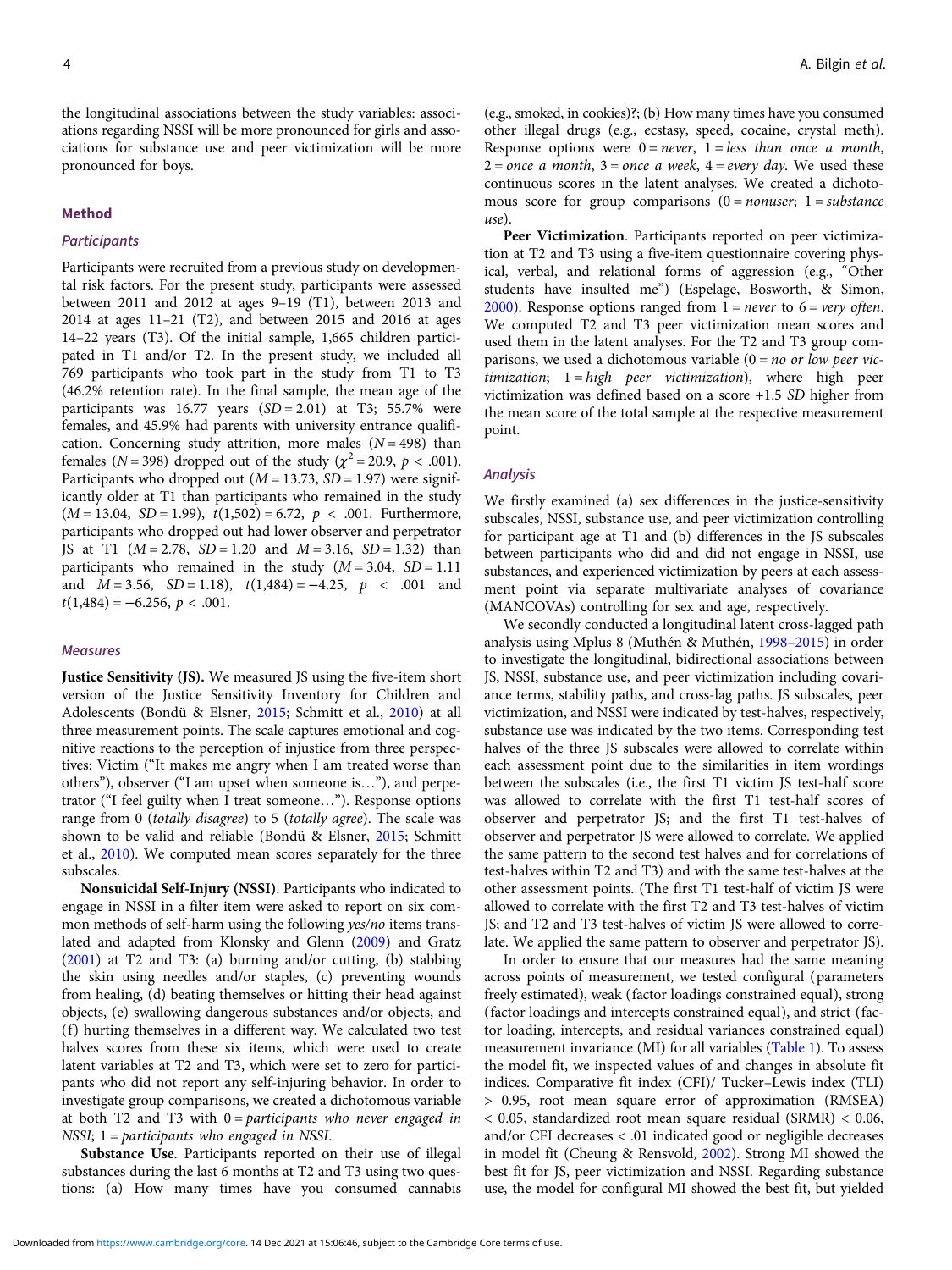the longitudinal associations between the study variables: associations regarding NSSI will be more pronounced for girls and associations for substance use and peer victimization will be more pronounced for boys.

## Method

### Participants

Participants were recruited from a previous study on developmental risk factors. For the present study, participants were assessed between 2011 and 2012 at ages 9–19 (T1), between 2013 and 2014 at ages 11–21 (T2), and between 2015 and 2016 at ages 14–22 years (T3). Of the initial sample, 1,665 children participated in T1 and/or T2. In the present study, we included all 769 participants who took part in the study from T1 to T3 (46.2% retention rate). In the final sample, the mean age of the participants was 16.77 years ($SD = 2.01$) at T3; 55.7% were females, and 45.9% had parents with university entrance qualification. Concerning study attrition, more males ($N = 498$) than females ($N = 398$) dropped out of the study ($\chi^2 = 20.9$, $p < .001$). Participants who dropped out ($M = 13.73$, $SD = 1.97$) were significantly older at T1 than participants who remained in the study ($M = 13.04$, $SD = 1.99$), $t(1{,}502) = 6.72$, $p < .001$. Furthermore, participants who dropped out had lower observer and perpetrator JS at T1 ($M = 2.78$, $SD = 1.20$ and $M = 3.16$, $SD = 1.32$) than participants who remained in the study ($M = 3.04$, $SD = 1.11$ and $M = 3.56$, $SD = 1.18$), $t(1{,}484) = -4.25$, $p < .001$ and $t(1{,}484) = -6.256$, $p < .001$.

### Measures

**Justice Sensitivity (JS).** We measured JS using the five-item short version of the Justice Sensitivity Inventory for Children and Adolescents (Bondü & Elsner, 2015; Schmitt et al., 2010) at all three measurement points. The scale captures emotional and cognitive reactions to the perception of injustice from three perspectives: Victim ("It makes me angry when I am treated worse than others"), observer ("I am upset when someone is…"), and perpetrator ("I feel guilty when I treat someone…"). Response options range from 0 (*totally disagree*) to 5 (*totally agree*). The scale was shown to be valid and reliable (Bondü & Elsner, 2015; Schmitt et al., 2010). We computed mean scores separately for the three subscales.

**Nonsuicidal Self-Injury (NSSI).** Participants who indicated to engage in NSSI in a filter item were asked to report on six common methods of self-harm using the following *yes/no* items translated and adapted from Klonsky and Glenn (2009) and Gratz (2001) at T2 and T3: (a) burning and/or cutting, (b) stabbing the skin using needles and/or staples, (c) preventing wounds from healing, (d) beating themselves or hitting their head against objects, (e) swallowing dangerous substances and/or objects, and (f) hurting themselves in a different way. We calculated two test halves scores from these six items, which were used to create latent variables at T2 and T3, which were set to zero for participants who did not report any self-injuring behavior. In order to investigate group comparisons, we created a dichotomous variable at both T2 and T3 with 0 = *participants who never engaged in NSSI*; 1 = *participants who engaged in NSSI*.

**Substance Use.** Participants reported on their use of illegal substances during the last 6 months at T2 and T3 using two questions: (a) How many times have you consumed cannabis (e.g., smoked, in cookies)?; (b) How many times have you consumed other illegal drugs (e.g., ecstasy, speed, cocaine, crystal meth). Response options were 0 = *never*, 1 = *less than once a month*, 2 = *once a month*, 3 = *once a week*, 4 = *every day*. We used these continuous scores in the latent analyses. We created a dichotomous score for group comparisons (0 = *nonuser*; 1 = *substance use*).

**Peer Victimization.** Participants reported on peer victimization at T2 and T3 using a five-item questionnaire covering physical, verbal, and relational forms of aggression (e.g., "Other students have insulted me") (Espelage, Bosworth, & Simon, 2000). Response options ranged from 1 = *never* to 6 = *very often*. We computed T2 and T3 peer victimization mean scores and used them in the latent analyses. For the T2 and T3 group comparisons, we used a dichotomous variable (0 = *no or low peer victimization*; 1 = *high peer victimization*), where high peer victimization was defined based on a score +1.5 *SD* higher from the mean score of the total sample at the respective measurement point.

### Analysis

We firstly examined (a) sex differences in the justice-sensitivity subscales, NSSI, substance use, and peer victimization controlling for participant age at T1 and (b) differences in the JS subscales between participants who did and did not engage in NSSI, use substances, and experienced victimization by peers at each assessment point via separate multivariate analyses of covariance (MANCOVAs) controlling for sex and age, respectively.

We secondly conducted a longitudinal latent cross-lagged path analysis using Mplus 8 (Muthén & Muthén, 1998–2015) in order to investigate the longitudinal, bidirectional associations between JS, NSSI, substance use, and peer victimization including covariance terms, stability paths, and cross-lag paths. JS subscales, peer victimization, and NSSI were indicated by test-halves, respectively, substance use was indicated by the two items. Corresponding test halves of the three JS subscales were allowed to correlate within each assessment point due to the similarities in item wordings between the subscales (i.e., the first T1 victim JS test-half score was allowed to correlate with the first T1 test-half scores of observer and perpetrator JS; and the first T1 test-halves of observer and perpetrator JS were allowed to correlate. We applied the same pattern to the second test halves and for correlations of test-halves within T2 and T3) and with the same test-halves at the other assessment points. (The first T1 test-half of victim JS were allowed to correlate with the first T2 and T3 test-halves of victim JS; and T2 and T3 test-halves of victim JS were allowed to correlate. We applied the same pattern to observer and perpetrator JS).

In order to ensure that our measures had the same meaning across points of measurement, we tested configural (parameters freely estimated), weak (factor loadings constrained equal), strong (factor loadings and intercepts constrained equal), and strict (factor loading, intercepts, and residual variances constrained equal) measurement invariance (MI) for all variables (Table 1). To assess the model fit, we inspected values of and changes in absolute fit indices. Comparative fit index (CFI)/ Tucker–Lewis index (TLI) > 0.95, root mean square error of approximation (RMSEA) < 0.05, standardized root mean square residual (SRMR) < 0.06, and/or CFI decreases < .01 indicated good or negligible decreases in model fit (Cheung & Rensvold, 2002). Strong MI showed the best fit for JS, peer victimization and NSSI. Regarding substance use, the model for configural MI showed the best fit, but yielded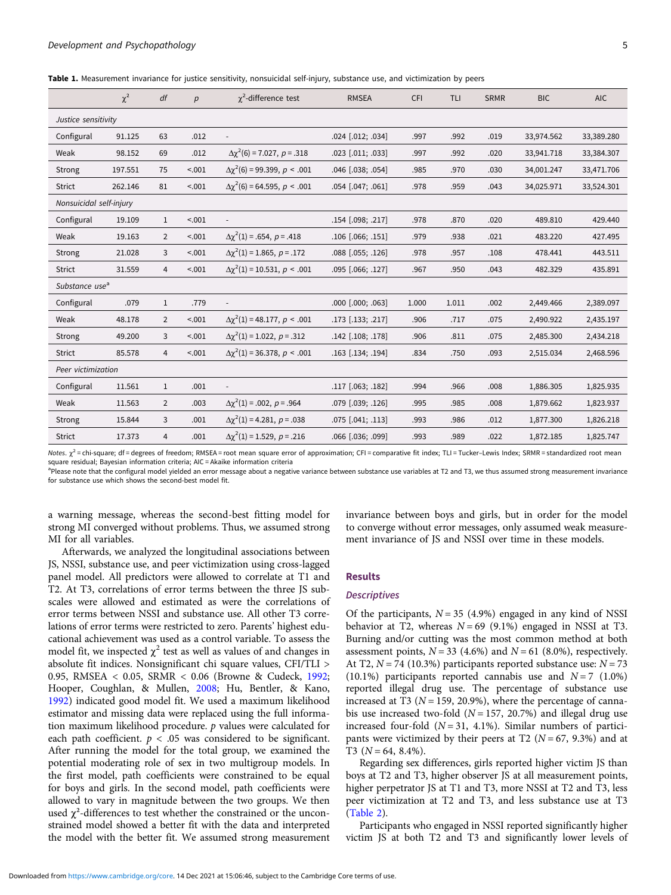**Table 1.** Measurement invariance for justice sensitivity, nonsuicidal self-injury, substance use, and victimization by peers

| | $\chi^2$ | *df* | *p* | $\chi^2$-difference test | RMSEA | CFI | TLI | SRMR | BIC | AIC |
|---|---|---|---|---|---|---|---|---|---|---|
| *Justice sensitivity* | | | | | | | | | | |
| Configural | 91.125 | 63 | .012 | - | .024 [.012; .034] | .997 | .992 | .019 | 33,974.562 | 33,389.280 |
| Weak | 98.152 | 69 | .012 | $\Delta\chi^2(6) = 7.027$, $p = .318$ | .023 [.011; .033] | .997 | .992 | .020 | 33,941.718 | 33,384.307 |
| Strong | 197.551 | 75 | <.001 | $\Delta\chi^2(6) = 99.399$, $p < .001$ | .046 [.038; .054] | .985 | .970 | .030 | 34,001.247 | 33,471.706 |
| Strict | 262.146 | 81 | <.001 | $\Delta\chi^2(6) = 64.595$, $p < .001$ | .054 [.047; .061] | .978 | .959 | .043 | 34,025.971 | 33,524.301 |
| *Nonsuicidal self-injury* | | | | | | | | | | |
| Configural | 19.109 | 1 | <.001 | - | .154 [.098; .217] | .978 | .870 | .020 | 489.810 | 429.440 |
| Weak | 19.163 | 2 | <.001 | $\Delta\chi^2(1) = .654$, $p = .418$ | .106 [.066; .151] | .979 | .938 | .021 | 483.220 | 427.495 |
| Strong | 21.028 | 3 | <.001 | $\Delta\chi^2(1) = 1.865$, $p = .172$ | .088 [.055; .126] | .978 | .957 | .108 | 478.441 | 443.511 |
| Strict | 31.559 | 4 | <.001 | $\Delta\chi^2(1) = 10.531$, $p < .001$ | .095 [.066; .127] | .967 | .950 | .043 | 482.329 | 435.891 |
| *Substance use*[a] | | | | | | | | | | |
| Configural | .079 | 1 | .779 | - | .000 [.000; .063] | 1.000 | 1.011 | .002 | 2,449.466 | 2,389.097 |
| Weak | 48.178 | 2 | <.001 | $\Delta\chi^2(1) = 48.177$, $p < .001$ | .173 [.133; .217] | .906 | .717 | .075 | 2,490.922 | 2,435.197 |
| Strong | 49.200 | 3 | <.001 | $\Delta\chi^2(1) = 1.022$, $p = .312$ | .142 [.108; .178] | .906 | .811 | .075 | 2,485.300 | 2,434.218 |
| Strict | 85.578 | 4 | <.001 | $\Delta\chi^2(1) = 36.378$, $p < .001$ | .163 [.134; .194] | .834 | .750 | .093 | 2,515.034 | 2,468.596 |
| *Peer victimization* | | | | | | | | | | |
| Configural | 11.561 | 1 | .001 | - | .117 [.063; .182] | .994 | .966 | .008 | 1,886.305 | 1,825.935 |
| Weak | 11.563 | 2 | .003 | $\Delta\chi^2(1) = .002$, $p = .964$ | .079 [.039; .126] | .995 | .985 | .008 | 1,879.662 | 1,823.937 |
| Strong | 15.844 | 3 | .001 | $\Delta\chi^2(1) = 4.281$, $p = .038$ | .075 [.041; .113] | .993 | .986 | .012 | 1,877.300 | 1,826.218 |
| Strict | 17.373 | 4 | .001 | $\Delta\chi^2(1) = 1.529$, $p = .216$ | .066 [.036; .099] | .993 | .989 | .022 | 1,872.185 | 1,825.747 |

*Notes*. $\chi^2$ = chi-square; df = degrees of freedom; RMSEA = root mean square error of approximation; CFI = comparative fit index; TLI = Tucker–Lewis Index; SRMR = standardized root mean square residual; Bayesian information criteria; AIC = Akaike information criteria

[a]Please note that the configural model yielded an error message about a negative variance between substance use variables at T2 and T3, we thus assumed strong measurement invariance for substance use which shows the second-best model fit.

a warning message, whereas the second-best fitting model for strong MI converged without problems. Thus, we assumed strong MI for all variables.

Afterwards, we analyzed the longitudinal associations between JS, NSSI, substance use, and peer victimization using cross-lagged panel model. All predictors were allowed to correlate at T1 and T2. At T3, correlations of error terms between the three JS subscales were allowed and estimated as were the correlations of error terms between NSSI and substance use. All other T3 correlations of error terms were restricted to zero. Parents' highest educational achievement was used as a control variable. To assess the model fit, we inspected $\chi^2$ test as well as values of and changes in absolute fit indices. Nonsignificant chi square values, CFI/TLI > 0.95, RMSEA < 0.05, SRMR < 0.06 (Browne & Cudeck, 1992; Hooper, Coughlan, & Mullen, 2008; Hu, Bentler, & Kano, 1992) indicated good model fit. We used a maximum likelihood estimator and missing data were replaced using the full information maximum likelihood procedure. *p* values were calculated for each path coefficient. $p < .05$ was considered to be significant. After running the model for the total group, we examined the potential moderating role of sex in two multigroup models. In the first model, path coefficients were constrained to be equal for boys and girls. In the second model, path coefficients were allowed to vary in magnitude between the two groups. We then used $\chi^2$-differences to test whether the constrained or the unconstrained model showed a better fit with the data and interpreted the model with the better fit. We assumed strong measurement invariance between boys and girls, but in order for the model to converge without error messages, only assumed weak measurement invariance of JS and NSSI over time in these models.

## Results

### Descriptives

Of the participants, $N = 35$ (4.9%) engaged in any kind of NSSI behavior at T2, whereas $N = 69$ (9.1%) engaged in NSSI at T3. Burning and/or cutting was the most common method at both assessment points, $N = 33$ (4.6%) and $N = 61$ (8.0%), respectively. At T2, $N = 74$ (10.3%) participants reported substance use: $N = 73$ (10.1%) participants reported cannabis use and $N = 7$ (1.0%) reported illegal drug use. The percentage of substance use increased at T3 ($N = 159$, 20.9%), where the percentage of cannabis use increased two-fold ($N = 157$, 20.7%) and illegal drug use increased four-fold ($N = 31$, 4.1%). Similar numbers of participants were victimized by their peers at T2 ($N = 67$, 9.3%) and at T3 ($N = 64$, 8.4%).

Regarding sex differences, girls reported higher victim JS than boys at T2 and T3, higher observer JS at all measurement points, higher perpetrator JS at T1 and T3, more NSSI at T2 and T3, less peer victimization at T2 and T3, and less substance use at T3 (Table 2).

Participants who engaged in NSSI reported significantly higher victim JS at both T2 and T3 and significantly lower levels of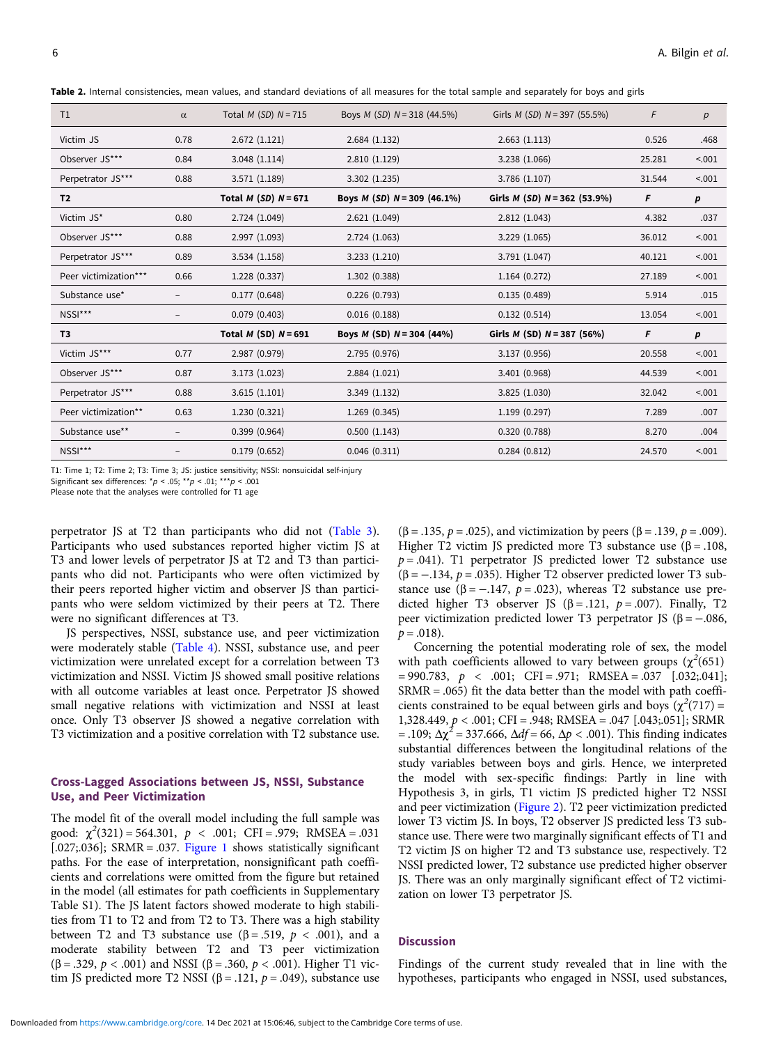**Table 2.** Internal consistencies, mean values, and standard deviations of all measures for the total sample and separately for boys and girls

| T1 | α | Total *M* (*SD*) *N* = 715 | Boys *M* (*SD*) *N* = 318 (44.5%) | Girls *M* (*SD*) *N* = 397 (55.5%) | *F* | *p* |
|---|---|---|---|---|---|---|
| Victim JS | 0.78 | 2.672 (1.121) | 2.684 (1.132) | 2.663 (1.113) | 0.526 | .468 |
| Observer JS*** | 0.84 | 3.048 (1.114) | 2.810 (1.129) | 3.238 (1.066) | 25.281 | <.001 |
| Perpetrator JS*** | 0.88 | 3.571 (1.189) | 3.302 (1.235) | 3.786 (1.107) | 31.544 | <.001 |
| **T2** | | **Total *M* (*SD*) *N* = 671** | **Boys *M* (*SD*) *N* = 309 (46.1%)** | **Girls *M* (*SD*) *N* = 362 (53.9%)** | ***F*** | ***p*** |
| Victim JS* | 0.80 | 2.724 (1.049) | 2.621 (1.049) | 2.812 (1.043) | 4.382 | .037 |
| Observer JS*** | 0.88 | 2.997 (1.093) | 2.724 (1.063) | 3.229 (1.065) | 36.012 | <.001 |
| Perpetrator JS*** | 0.89 | 3.534 (1.158) | 3.233 (1.210) | 3.791 (1.047) | 40.121 | <.001 |
| Peer victimization*** | 0.66 | 1.228 (0.337) | 1.302 (0.388) | 1.164 (0.272) | 27.189 | <.001 |
| Substance use* | – | 0.177 (0.648) | 0.226 (0.793) | 0.135 (0.489) | 5.914 | .015 |
| NSSI*** | – | 0.079 (0.403) | 0.016 (0.188) | 0.132 (0.514) | 13.054 | <.001 |
| **T3** | | **Total *M* (SD) *N* = 691** | **Boys *M* (SD) *N* = 304 (44%)** | **Girls *M* (SD) *N* = 387 (56%)** | ***F*** | ***p*** |
| Victim JS*** | 0.77 | 2.987 (0.979) | 2.795 (0.976) | 3.137 (0.956) | 20.558 | <.001 |
| Observer JS*** | 0.87 | 3.173 (1.023) | 2.884 (1.021) | 3.401 (0.968) | 44.539 | <.001 |
| Perpetrator JS*** | 0.88 | 3.615 (1.101) | 3.349 (1.132) | 3.825 (1.030) | 32.042 | <.001 |
| Peer victimization** | 0.63 | 1.230 (0.321) | 1.269 (0.345) | 1.199 (0.297) | 7.289 | .007 |
| Substance use** | – | 0.399 (0.964) | 0.500 (1.143) | 0.320 (0.788) | 8.270 | .004 |
| NSSI*** | – | 0.179 (0.652) | 0.046 (0.311) | 0.284 (0.812) | 24.570 | <.001 |

T1: Time 1; T2: Time 2; T3: Time 3; JS: justice sensitivity; NSSI: nonsuicidal self-injury
Significant sex differences: *$p < .05$; **$p < .01$; ***$p < .001$
Please note that the analyses were controlled for T1 age

perpetrator JS at T2 than participants who did not (Table 3). Participants who used substances reported higher victim JS at T3 and lower levels of perpetrator JS at T2 and T3 than participants who did not. Participants who were often victimized by their peers reported higher victim and observer JS than participants who were seldom victimized by their peers at T2. There were no significant differences at T3.

JS perspectives, NSSI, substance use, and peer victimization were moderately stable (Table 4). NSSI, substance use, and peer victimization were unrelated except for a correlation between T3 victimization and NSSI. Victim JS showed small positive relations with all outcome variables at least once. Perpetrator JS showed small negative relations with victimization and NSSI at least once. Only T3 observer JS showed a negative correlation with T3 victimization and a positive correlation with T2 substance use.

### Cross-Lagged Associations between JS, NSSI, Substance Use, and Peer Victimization

The model fit of the overall model including the full sample was good: $\chi^2(321) = 564.301$, $p < .001$; CFI = .979; RMSEA = .031 [.027;.036]; SRMR = .037. Figure 1 shows statistically significant paths. For the ease of interpretation, nonsignificant path coefficients and correlations were omitted from the figure but retained in the model (all estimates for path coefficients in Supplementary Table S1). The JS latent factors showed moderate to high stabilities from T1 to T2 and from T2 to T3. There was a high stability between T2 and T3 substance use ($\beta = .519$, $p < .001$), and a moderate stability between T2 and T3 peer victimization ($\beta = .329$, $p < .001$) and NSSI ($\beta = .360$, $p < .001$). Higher T1 victim JS predicted more T2 NSSI ($\beta = .121$, $p = .049$), substance use ($\beta = .135$, $p = .025$), and victimization by peers ($\beta = .139$, $p = .009$). Higher T2 victim JS predicted more T3 substance use ($\beta = .108$, $p = .041$). T1 perpetrator JS predicted lower T2 substance use ($\beta = -.134$, $p = .035$). Higher T2 observer predicted lower T3 substance use ($\beta = -.147$, $p = .023$), whereas T2 substance use predicted higher T3 observer JS ($\beta = .121$, $p = .007$). Finally, T2 peer victimization predicted lower T3 perpetrator JS ($\beta = -.086$, $p = .018$).

Concerning the potential moderating role of sex, the model with path coefficients allowed to vary between groups ($\chi^2(651) = 990.783$, $p < .001$; CFI = .971; RMSEA = .037 [.032;.041]; SRMR = .065) fit the data better than the model with path coefficients constrained to be equal between girls and boys ($\chi^2(717) = 1{,}328.449$, $p < .001$; CFI = .948; RMSEA = .047 [.043;.051]; SRMR = .109; $\Delta\chi^2 = 337.666$, $\Delta df = 66$, $\Delta p < .001$). This finding indicates substantial differences between the longitudinal relations of the study variables between boys and girls. Hence, we interpreted the model with sex-specific findings: Partly in line with Hypothesis 3, in girls, T1 victim JS predicted higher T2 NSSI and peer victimization (Figure 2). T2 peer victimization predicted lower T3 victim JS. In boys, T2 observer JS predicted less T3 substance use. There were two marginally significant effects of T1 and T2 victim JS on higher T2 and T3 substance use, respectively. T2 NSSI predicted lower, T2 substance use predicted higher observer JS. There was an only marginally significant effect of T2 victimization on lower T3 perpetrator JS.

## Discussion

Findings of the current study revealed that in line with the hypotheses, participants who engaged in NSSI, used substances,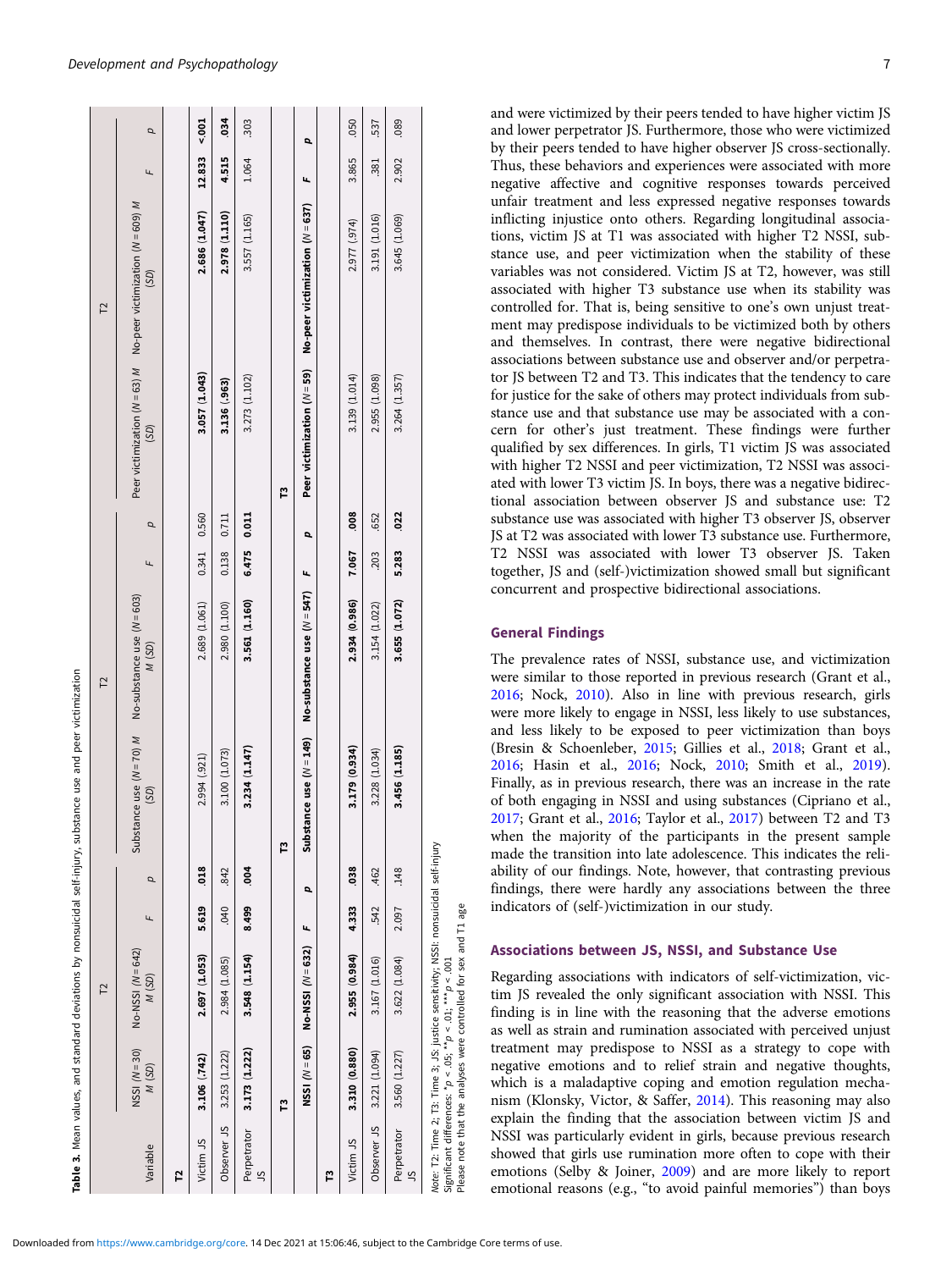**Table 3.** Mean values, and standard deviations by nonsuicidal self-injury, substance use and peer victimization

| Variable | NSSI ($N = 30$) M (SD) | No-NSSI ($N = 642$) M (SD) | F | p | Substance use ($N = 70$) M (SD) | No-substance use ($N = 603$) M (SD) | F | p | Peer victimization ($N = 63$) M (SD) | No-peer victimization ($N = 609$) M (SD) | F | p |
|---|---|---|---|---|---|---|---|---|---|---|---|---|
| **T2** | | | | | | | | | | | | |
| Victim JS | **3.106 (.742)** | **2.697 (1.053)** | **5.619** | **.018** | 2.994 (.921) | 2.689 (1.061) | 0.341 | 0.560 | **3.057 (1.043)** | **2.686 (1.047)** | **12.833** | **<.001** |
| Observer JS | 3.253 (1.222) | 2.984 (1.085) | .040 | .842 | 3.100 (1.073) | 2.980 (1.100) | 0.138 | 0.711 | **3.136 (.963)** | **2.978 (1.110)** | **4.515** | **.034** |
| Perpetrator JS | **3.173 (1.222)** | **3.548 (1.154)** | **8.499** | **.004** | **3.234 (1.147)** | **3.561 (1.160)** | **6.475** | **0.011** | 3.273 (1.102) | 3.557 (1.165) | 1.064 | .303 |
| | NSSI ($N = 65$) | No-NSSI ($N = 632$) | F | p | Substance use ($N = 149$) | No-substance use ($N = 547$) | F | p | Peer victimization ($N = 59$) | No-peer victimization ($N = 637$) | F | p |
| **T3** | | | | | | | | | | | | |
| Victim JS | **3.310 (0.880)** | **2.955 (0.984)** | **4.333** | **.038** | **3.179 (0.934)** | **2.934 (0.986)** | **7.067** | **.008** | 3.139 (1.014) | 2.977 (.974) | 3.865 | .050 |
| Observer JS | 3.221 (1.094) | 3.167 (1.016) | .542 | .462 | 3.228 (1.034) | 3.154 (1.022) | .203 | .652 | 2.955 (1.098) | 3.191 (1.016) | .381 | .537 |
| Perpetrator JS | 3.560 (1.227) | 3.622 (1.084) | 2.097 | .148 | **3.456 (1.185)** | **3.655 (1.072)** | **5.283** | **.022** | 3.264 (1.357) | 3.645 (1.069) | 2.902 | .089 |

*Note*: T2: Time 2; T3: Time 3; JS: justice sensitivity; NSSI: nonsuicidal self-injury
Significant differences: $^{*}p < .05$; $^{**}p < .01$; $^{***}p < .001$
Please note that the analyses were controlled for sex and T1 age

and were victimized by their peers tended to have higher victim JS and lower perpetrator JS. Furthermore, those who were victimized by their peers tended to have higher observer JS cross-sectionally. Thus, these behaviors and experiences were associated with more negative affective and cognitive responses towards perceived unfair treatment and less expressed negative responses towards inflicting injustice onto others. Regarding longitudinal associations, victim JS at T1 was associated with higher T2 NSSI, substance use, and peer victimization when the stability of these variables was not considered. Victim JS at T2, however, was still associated with higher T3 substance use when its stability was controlled for. That is, being sensitive to one's own unjust treatment may predispose individuals to be victimized both by others and themselves. In contrast, there were negative bidirectional associations between substance use and observer and/or perpetrator JS between T2 and T3. This indicates that the tendency to care for justice for the sake of others may protect individuals from substance use and that substance use may be associated with a concern for other's just treatment. These findings were further qualified by sex differences. In girls, T1 victim JS was associated with higher T2 NSSI and peer victimization, T2 NSSI was associated with lower T3 victim JS. In boys, there was a negative bidirectional association between observer JS and substance use: T2 substance use was associated with higher T3 observer JS, observer JS at T2 was associated with lower T3 substance use. Furthermore, T2 NSSI was associated with lower T3 observer JS. Taken together, JS and (self-)victimization showed small but significant concurrent and prospective bidirectional associations.

## General Findings

The prevalence rates of NSSI, substance use, and victimization were similar to those reported in previous research (Grant et al., 2016; Nock, 2010). Also in line with previous research, girls were more likely to engage in NSSI, less likely to use substances, and less likely to be exposed to peer victimization than boys (Bresin & Schoenleber, 2015; Gillies et al., 2018; Grant et al., 2016; Hasin et al., 2016; Nock, 2010; Smith et al., 2019). Finally, as in previous research, there was an increase in the rate of both engaging in NSSI and using substances (Cipriano et al., 2017; Grant et al., 2016; Taylor et al., 2017) between T2 and T3 when the majority of the participants in the present sample made the transition into late adolescence. This indicates the reliability of our findings. Note, however, that contrasting previous findings, there were hardly any associations between the three indicators of (self-)victimization in our study.

## Associations between JS, NSSI, and Substance Use

Regarding associations with indicators of self-victimization, victim JS revealed the only significant association with NSSI. This finding is in line with the reasoning that the adverse emotions as well as strain and rumination associated with perceived unjust treatment may predispose to NSSI as a strategy to cope with negative emotions and to relief strain and negative thoughts, which is a maladaptive coping and emotion regulation mechanism (Klonsky, Victor, & Saffer, 2014). This reasoning may also explain the finding that the association between victim JS and NSSI was particularly evident in girls, because previous research showed that girls use rumination more often to cope with their emotions (Selby & Joiner, 2009) and are more likely to report emotional reasons (e.g., "to avoid painful memories") than boys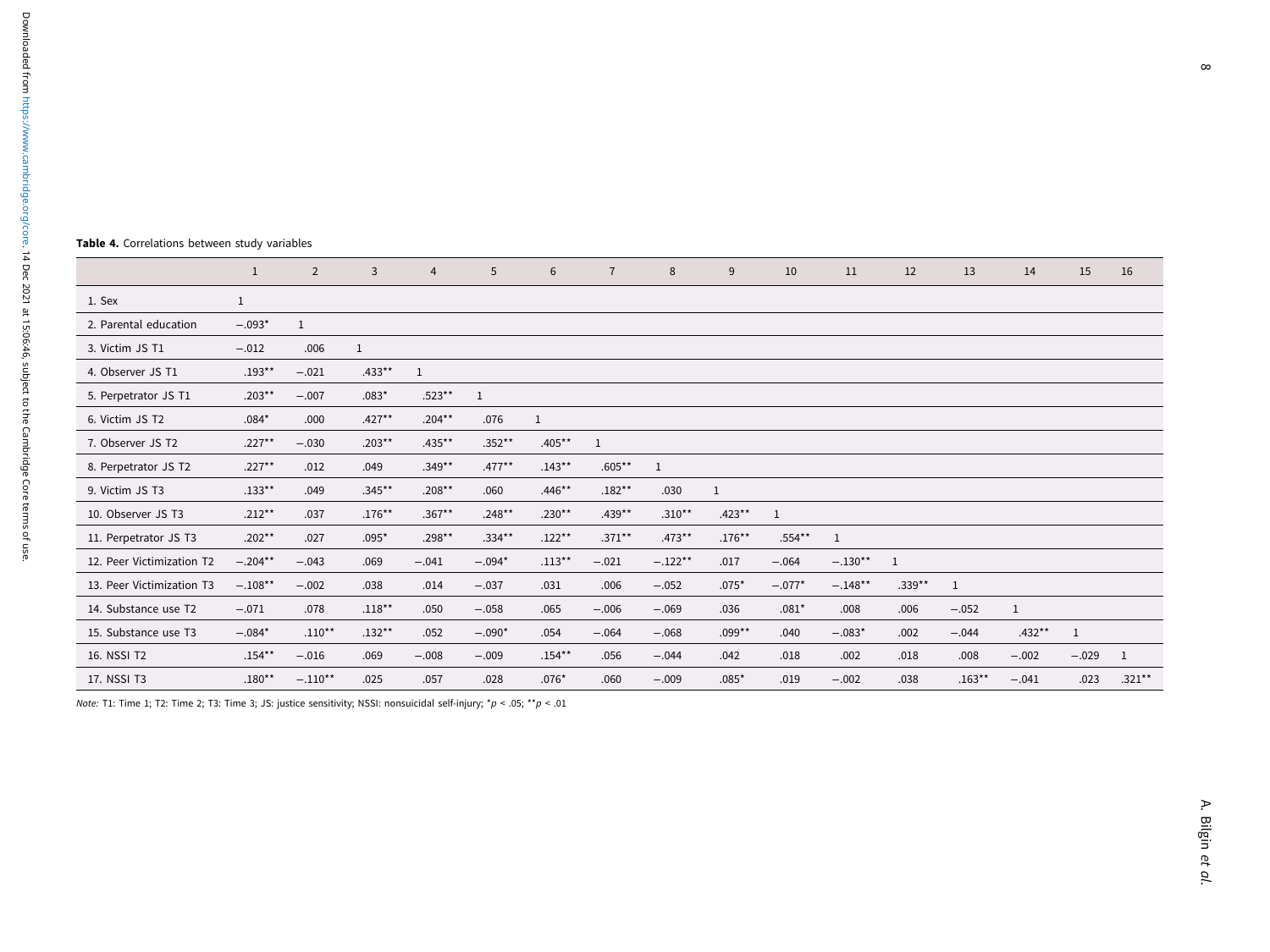**Table 4.** Correlations between study variables

| | 1 | 2 | 3 | 4 | 5 | 6 | 7 | 8 | 9 | 10 | 11 | 12 | 13 | 14 | 15 | 16 |
|---|---|---|---|---|---|---|---|---|---|---|---|---|---|---|---|---|
| 1. Sex | 1 | | | | | | | | | | | | | | | |
| 2. Parental education | −.093* | 1 | | | | | | | | | | | | | | |
| 3. Victim JS T1 | −.012 | .006 | 1 | | | | | | | | | | | | | |
| 4. Observer JS T1 | .193** | −.021 | .433** | 1 | | | | | | | | | | | | |
| 5. Perpetrator JS T1 | .203** | −.007 | .083* | .523** | 1 | | | | | | | | | | | |
| 6. Victim JS T2 | .084* | .000 | .427** | .204** | .076 | 1 | | | | | | | | | | |
| 7. Observer JS T2 | .227** | −.030 | .203** | .435** | .352** | .405** | 1 | | | | | | | | | |
| 8. Perpetrator JS T2 | .227** | .012 | .049 | .349** | .477** | .143** | .605** | 1 | | | | | | | | |
| 9. Victim JS T3 | .133** | .049 | .345** | .208** | .060 | .446** | .182** | .030 | 1 | | | | | | | |
| 10. Observer JS T3 | .212** | .037 | .176** | .367** | .248** | .230** | .439** | .310** | .423** | 1 | | | | | | |
| 11. Perpetrator JS T3 | .202** | .027 | .095* | .298** | .334** | .122** | .371** | .473** | .176** | .554** | 1 | | | | | |
| 12. Peer Victimization T2 | −.204** | −.043 | .069 | −.041 | −.094* | .113** | −.021 | −.122** | .017 | −.064 | −.130** | 1 | | | | |
| 13. Peer Victimization T3 | −.108** | −.002 | .038 | .014 | −.037 | .031 | .006 | −.052 | .075* | −.077* | −.148** | .339** | 1 | | | |
| 14. Substance use T2 | −.071 | .078 | .118** | .050 | −.058 | .065 | −.006 | −.069 | .036 | .081* | .008 | .006 | −.052 | 1 | | |
| 15. Substance use T3 | −.084* | .110** | .132** | .052 | −.090* | .054 | −.064 | −.068 | .099** | .040 | −.083* | .002 | −.044 | .432** | 1 | |
| 16. NSSI T2 | .154** | −.016 | .069 | −.008 | −.009 | .154** | .056 | −.044 | .042 | .018 | .002 | .018 | .008 | −.002 | −.029 | 1 |
| 17. NSSI T3 | .180** | −.110** | .025 | .057 | .028 | .076* | .060 | −.009 | .085* | .019 | −.002 | .038 | .163** | −.041 | .023 | .321** |

*Note:* T1: Time 1; T2: Time 2; T3: Time 3; JS: justice sensitivity; NSSI: nonsuicidal self-injury; *$p < .05$; **$p < .01$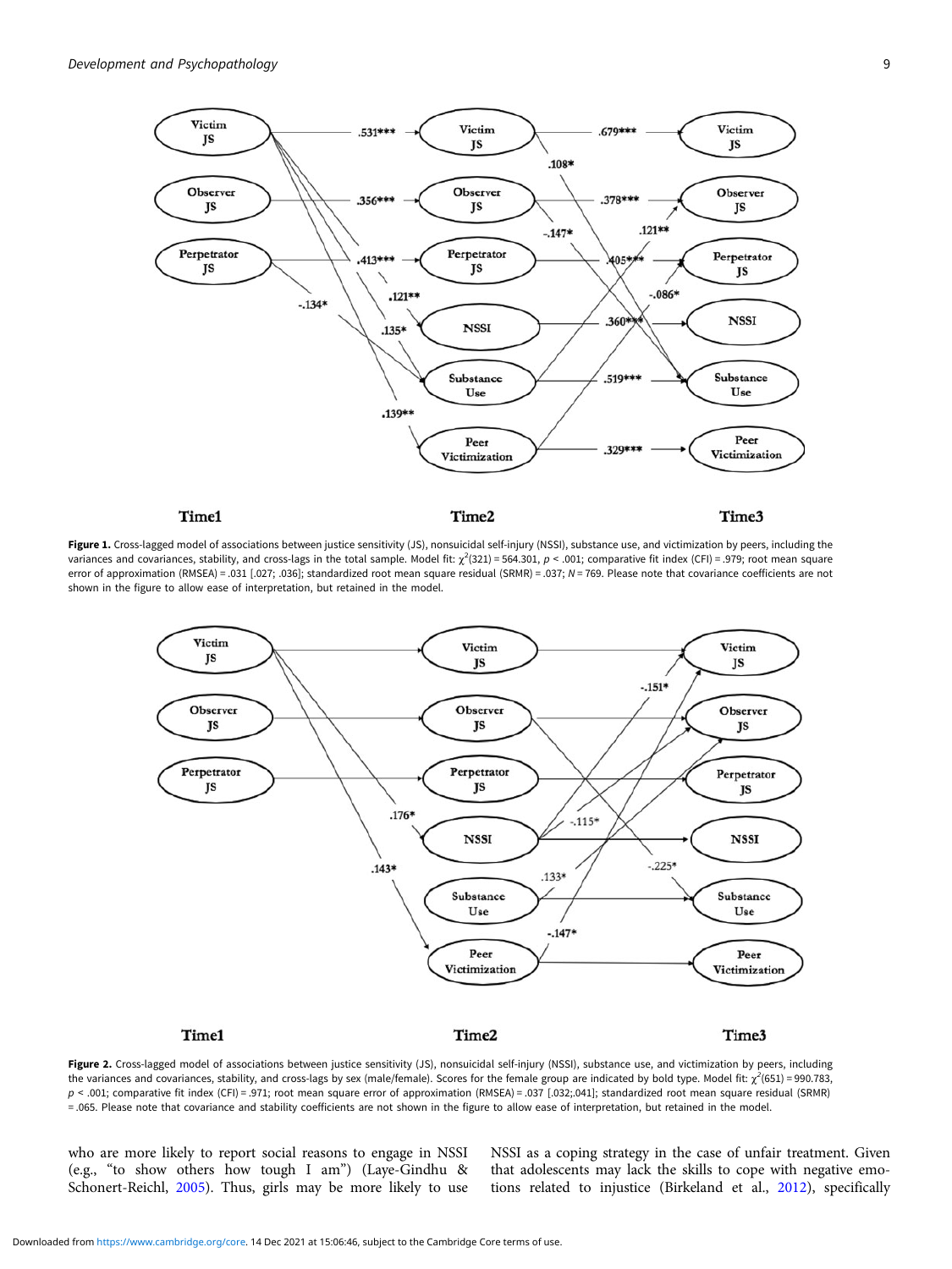**Figure 1.** Cross-lagged model of associations between justice sensitivity (JS), nonsuicidal self-injury (NSSI), substance use, and victimization by peers, including the variances and covariances, stability, and cross-lags in the total sample. Model fit: $\chi^2(321) = 564.301$, $p < .001$; comparative fit index (CFI) = .979; root mean square error of approximation (RMSEA) = .031 [.027; .036]; standardized root mean square residual (SRMR) = .037; $N = 769$. Please note that covariance coefficients are not shown in the figure to allow ease of interpretation, but retained in the model.

**Figure 2.** Cross-lagged model of associations between justice sensitivity (JS), nonsuicidal self-injury (NSSI), substance use, and victimization by peers, including the variances and covariances, stability, and cross-lags by sex (male/female). Scores for the female group are indicated by bold type. Model fit: $\chi^2(651) = 990.783$, $p < .001$; comparative fit index (CFI) = .971; root mean square error of approximation (RMSEA) = .037 [.032;.041]; standardized root mean square residual (SRMR) = .065. Please note that covariance and stability coefficients are not shown in the figure to allow ease of interpretation, but retained in the model.

who are more likely to report social reasons to engage in NSSI (e.g., "to show others how tough I am") (Laye-Gindhu & Schonert-Reichl, 2005). Thus, girls may be more likely to use NSSI as a coping strategy in the case of unfair treatment. Given that adolescents may lack the skills to cope with negative emotions related to injustice (Birkeland et al., 2012), specifically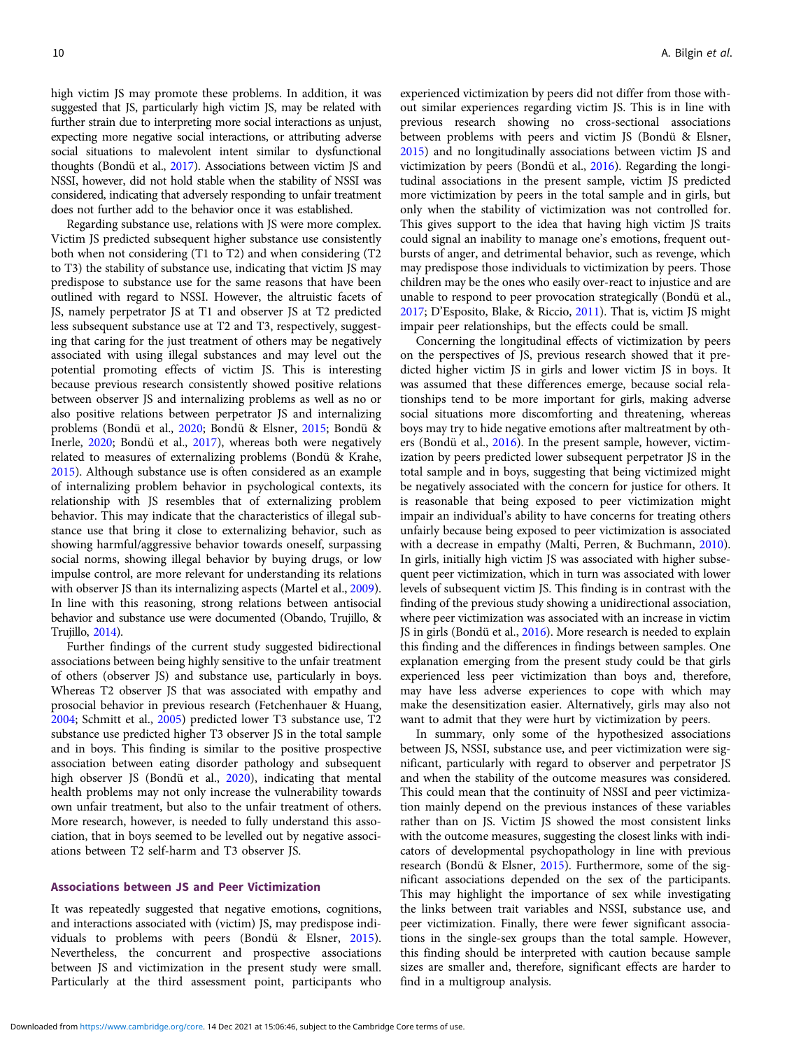high victim JS may promote these problems. In addition, it was suggested that JS, particularly high victim JS, may be related with further strain due to interpreting more social interactions as unjust, expecting more negative social interactions, or attributing adverse social situations to malevolent intent similar to dysfunctional thoughts (Bondü et al., 2017). Associations between victim JS and NSSI, however, did not hold stable when the stability of NSSI was considered, indicating that adversely responding to unfair treatment does not further add to the behavior once it was established.

Regarding substance use, relations with JS were more complex. Victim JS predicted subsequent higher substance use consistently both when not considering (T1 to T2) and when considering (T2 to T3) the stability of substance use, indicating that victim JS may predispose to substance use for the same reasons that have been outlined with regard to NSSI. However, the altruistic facets of JS, namely perpetrator JS at T1 and observer JS at T2 predicted less subsequent substance use at T2 and T3, respectively, suggesting that caring for the just treatment of others may be negatively associated with using illegal substances and may level out the potential promoting effects of victim JS. This is interesting because previous research consistently showed positive relations between observer JS and internalizing problems as well as no or also positive relations between perpetrator JS and internalizing problems (Bondü et al., 2020; Bondü & Elsner, 2015; Bondü & Inerle, 2020; Bondü et al., 2017), whereas both were negatively related to measures of externalizing problems (Bondü & Krahe, 2015). Although substance use is often considered as an example of internalizing problem behavior in psychological contexts, its relationship with JS resembles that of externalizing problem behavior. This may indicate that the characteristics of illegal substance use that bring it close to externalizing behavior, such as showing harmful/aggressive behavior towards oneself, surpassing social norms, showing illegal behavior by buying drugs, or low impulse control, are more relevant for understanding its relations with observer JS than its internalizing aspects (Martel et al., 2009). In line with this reasoning, strong relations between antisocial behavior and substance use were documented (Obando, Trujillo, & Trujillo, 2014).

Further findings of the current study suggested bidirectional associations between being highly sensitive to the unfair treatment of others (observer JS) and substance use, particularly in boys. Whereas T2 observer JS that was associated with empathy and prosocial behavior in previous research (Fetchenhauer & Huang, 2004; Schmitt et al., 2005) predicted lower T3 substance use, T2 substance use predicted higher T3 observer JS in the total sample and in boys. This finding is similar to the positive prospective association between eating disorder pathology and subsequent high observer JS (Bondü et al., 2020), indicating that mental health problems may not only increase the vulnerability towards own unfair treatment, but also to the unfair treatment of others. More research, however, is needed to fully understand this association, that in boys seemed to be levelled out by negative associations between T2 self-harm and T3 observer JS.

### Associations between JS and Peer Victimization

It was repeatedly suggested that negative emotions, cognitions, and interactions associated with (victim) JS, may predispose individuals to problems with peers (Bondü & Elsner, 2015). Nevertheless, the concurrent and prospective associations between JS and victimization in the present study were small. Particularly at the third assessment point, participants who experienced victimization by peers did not differ from those without similar experiences regarding victim JS. This is in line with previous research showing no cross-sectional associations between problems with peers and victim JS (Bondü & Elsner, 2015) and no longitudinally associations between victim JS and victimization by peers (Bondü et al., 2016). Regarding the longitudinal associations in the present sample, victim JS predicted more victimization by peers in the total sample and in girls, but only when the stability of victimization was not controlled for. This gives support to the idea that having high victim JS traits could signal an inability to manage one's emotions, frequent outbursts of anger, and detrimental behavior, such as revenge, which may predispose those individuals to victimization by peers. Those children may be the ones who easily over-react to injustice and are unable to respond to peer provocation strategically (Bondü et al., 2017; D'Esposito, Blake, & Riccio, 2011). That is, victim JS might impair peer relationships, but the effects could be small.

Concerning the longitudinal effects of victimization by peers on the perspectives of JS, previous research showed that it predicted higher victim JS in girls and lower victim JS in boys. It was assumed that these differences emerge, because social relationships tend to be more important for girls, making adverse social situations more discomforting and threatening, whereas boys may try to hide negative emotions after maltreatment by others (Bondü et al., 2016). In the present sample, however, victimization by peers predicted lower subsequent perpetrator JS in the total sample and in boys, suggesting that being victimized might be negatively associated with the concern for justice for others. It is reasonable that being exposed to peer victimization might impair an individual's ability to have concerns for treating others unfairly because being exposed to peer victimization is associated with a decrease in empathy (Malti, Perren, & Buchmann, 2010). In girls, initially high victim JS was associated with higher subsequent peer victimization, which in turn was associated with lower levels of subsequent victim JS. This finding is in contrast with the finding of the previous study showing a unidirectional association, where peer victimization was associated with an increase in victim JS in girls (Bondü et al., 2016). More research is needed to explain this finding and the differences in findings between samples. One explanation emerging from the present study could be that girls experienced less peer victimization than boys and, therefore, may have less adverse experiences to cope with which may make the desensitization easier. Alternatively, girls may also not want to admit that they were hurt by victimization by peers.

In summary, only some of the hypothesized associations between JS, NSSI, substance use, and peer victimization were significant, particularly with regard to observer and perpetrator JS and when the stability of the outcome measures was considered. This could mean that the continuity of NSSI and peer victimization mainly depend on the previous instances of these variables rather than on JS. Victim JS showed the most consistent links with the outcome measures, suggesting the closest links with indicators of developmental psychopathology in line with previous research (Bondü & Elsner, 2015). Furthermore, some of the significant associations depended on the sex of the participants. This may highlight the importance of sex while investigating the links between trait variables and NSSI, substance use, and peer victimization. Finally, there were fewer significant associations in the single-sex groups than the total sample. However, this finding should be interpreted with caution because sample sizes are smaller and, therefore, significant effects are harder to find in a multigroup analysis.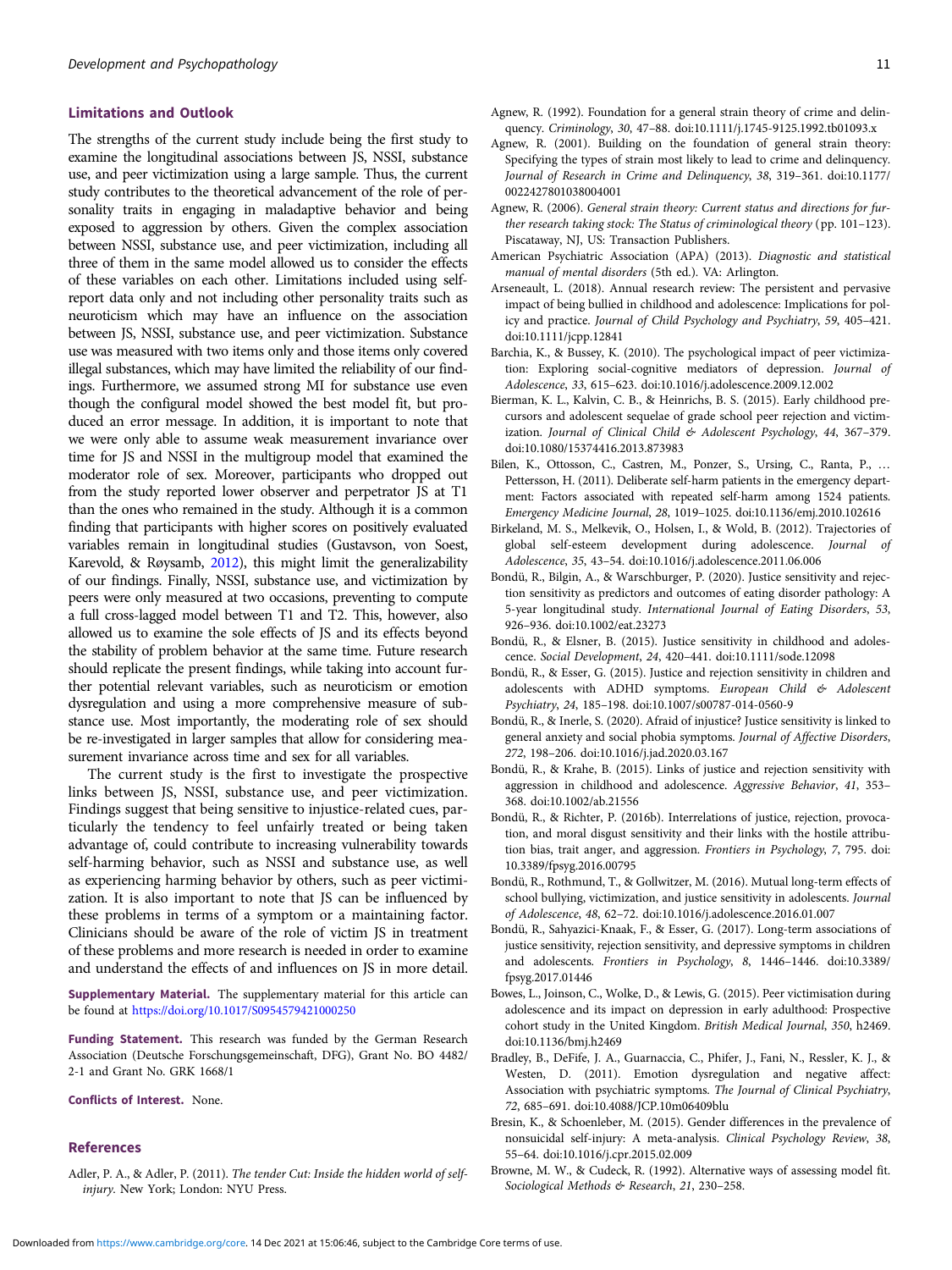### Limitations and Outlook

The strengths of the current study include being the first study to examine the longitudinal associations between JS, NSSI, substance use, and peer victimization using a large sample. Thus, the current study contributes to the theoretical advancement of the role of personality traits in engaging in maladaptive behavior and being exposed to aggression by others. Given the complex association between NSSI, substance use, and peer victimization, including all three of them in the same model allowed us to consider the effects of these variables on each other. Limitations included using self-report data only and not including other personality traits such as neuroticism which may have an influence on the association between JS, NSSI, substance use, and peer victimization. Substance use was measured with two items only and those items only covered illegal substances, which may have limited the reliability of our findings. Furthermore, we assumed strong MI for substance use even though the configural model showed the best model fit, but produced an error message. In addition, it is important to note that we were only able to assume weak measurement invariance over time for JS and NSSI in the multigroup model that examined the moderator role of sex. Moreover, participants who dropped out from the study reported lower observer and perpetrator JS at T1 than the ones who remained in the study. Although it is a common finding that participants with higher scores on positively evaluated variables remain in longitudinal studies (Gustavson, von Soest, Karevold, & Røysamb, 2012), this might limit the generalizability of our findings. Finally, NSSI, substance use, and victimization by peers were only measured at two occasions, preventing to compute a full cross-lagged model between T1 and T2. This, however, also allowed us to examine the sole effects of JS and its effects beyond the stability of problem behavior at the same time. Future research should replicate the present findings, while taking into account further potential relevant variables, such as neuroticism or emotion dysregulation and using a more comprehensive measure of substance use. Most importantly, the moderating role of sex should be re-investigated in larger samples that allow for considering measurement invariance across time and sex for all variables.

The current study is the first to investigate the prospective links between JS, NSSI, substance use, and peer victimization. Findings suggest that being sensitive to injustice-related cues, particularly the tendency to feel unfairly treated or being taken advantage of, could contribute to increasing vulnerability towards self-harming behavior, such as NSSI and substance use, as well as experiencing harming behavior by others, such as peer victimization. It is also important to note that JS can be influenced by these problems in terms of a symptom or a maintaining factor. Clinicians should be aware of the role of victim JS in treatment of these problems and more research is needed in order to examine and understand the effects of and influences on JS in more detail.

**Supplementary Material.** The supplementary material for this article can be found at https://doi.org/10.1017/S0954579421000250

**Funding Statement.** This research was funded by the German Research Association (Deutsche Forschungsgemeinschaft, DFG), Grant No. BO 4482/2-1 and Grant No. GRK 1668/1

**Conflicts of Interest.** None.

### References

Adler, P. A., & Adler, P. (2011). *The tender Cut: Inside the hidden world of self-injury*. New York; London: NYU Press.

Agnew, R. (1992). Foundation for a general strain theory of crime and delinquency. *Criminology*, *30*, 47–88. doi:10.1111/j.1745-9125.1992.tb01093.x

Agnew, R. (2001). Building on the foundation of general strain theory: Specifying the types of strain most likely to lead to crime and delinquency. *Journal of Research in Crime and Delinquency*, *38*, 319–361. doi:10.1177/0022427801038004001

Agnew, R. (2006). *General strain theory: Current status and directions for further research taking stock: The Status of criminological theory* (pp. 101–123). Piscataway, NJ, US: Transaction Publishers.

American Psychiatric Association (APA) (2013). *Diagnostic and statistical manual of mental disorders* (5th ed.). VA: Arlington.

Arseneault, L. (2018). Annual research review: The persistent and pervasive impact of being bullied in childhood and adolescence: Implications for policy and practice. *Journal of Child Psychology and Psychiatry*, *59*, 405–421. doi:10.1111/jcpp.12841

Barchia, K., & Bussey, K. (2010). The psychological impact of peer victimization: Exploring social-cognitive mediators of depression. *Journal of Adolescence*, *33*, 615–623. doi:10.1016/j.adolescence.2009.12.002

Bierman, K. L., Kalvin, C. B., & Heinrichs, B. S. (2015). Early childhood precursors and adolescent sequelae of grade school peer rejection and victimization. *Journal of Clinical Child & Adolescent Psychology*, *44*, 367–379. doi:10.1080/15374416.2013.873983

Bilen, K., Ottosson, C., Castren, M., Ponzer, S., Ursing, C., Ranta, P., … Pettersson, H. (2011). Deliberate self-harm patients in the emergency department: Factors associated with repeated self-harm among 1524 patients. *Emergency Medicine Journal*, *28*, 1019–1025. doi:10.1136/emj.2010.102616

Birkeland, M. S., Melkevik, O., Holsen, I., & Wold, B. (2012). Trajectories of global self-esteem development during adolescence. *Journal of Adolescence*, *35*, 43–54. doi:10.1016/j.adolescence.2011.06.006

Bondü, R., Bilgin, A., & Warschburger, P. (2020). Justice sensitivity and rejection sensitivity as predictors and outcomes of eating disorder pathology: A 5-year longitudinal study. *International Journal of Eating Disorders*, *53*, 926–936. doi:10.1002/eat.23273

Bondü, R., & Elsner, B. (2015). Justice sensitivity in childhood and adolescence. *Social Development*, *24*, 420–441. doi:10.1111/sode.12098

Bondü, R., & Esser, G. (2015). Justice and rejection sensitivity in children and adolescents with ADHD symptoms. *European Child & Adolescent Psychiatry*, *24*, 185–198. doi:10.1007/s00787-014-0560-9

Bondü, R., & Inerle, S. (2020). Afraid of injustice? Justice sensitivity is linked to general anxiety and social phobia symptoms. *Journal of Affective Disorders*, *272*, 198–206. doi:10.1016/j.jad.2020.03.167

Bondü, R., & Krahe, B. (2015). Links of justice and rejection sensitivity with aggression in childhood and adolescence. *Aggressive Behavior*, *41*, 353–368. doi:10.1002/ab.21556

Bondü, R., & Richter, P. (2016b). Interrelations of justice, rejection, provocation, and moral disgust sensitivity and their links with the hostile attribution bias, trait anger, and aggression. *Frontiers in Psychology*, *7*, 795. doi:10.3389/fpsyg.2016.00795

Bondü, R., Rothmund, T., & Gollwitzer, M. (2016). Mutual long-term effects of school bullying, victimization, and justice sensitivity in adolescents. *Journal of Adolescence*, *48*, 62–72. doi:10.1016/j.adolescence.2016.01.007

Bondü, R., Sahyazici-Knaak, F., & Esser, G. (2017). Long-term associations of justice sensitivity, rejection sensitivity, and depressive symptoms in children and adolescents. *Frontiers in Psychology*, *8*, 1446–1446. doi:10.3389/fpsyg.2017.01446

Bowes, L., Joinson, C., Wolke, D., & Lewis, G. (2015). Peer victimisation during adolescence and its impact on depression in early adulthood: Prospective cohort study in the United Kingdom. *British Medical Journal*, *350*, h2469. doi:10.1136/bmj.h2469

Bradley, B., DeFife, J. A., Guarnaccia, C., Phifer, J., Fani, N., Ressler, K. J., & Westen, D. (2011). Emotion dysregulation and negative affect: Association with psychiatric symptoms. *The Journal of Clinical Psychiatry*, *72*, 685–691. doi:10.4088/JCP.10m06409blu

Bresin, K., & Schoenleber, M. (2015). Gender differences in the prevalence of nonsuicidal self-injury: A meta-analysis. *Clinical Psychology Review*, *38*, 55–64. doi:10.1016/j.cpr.2015.02.009

Browne, M. W., & Cudeck, R. (1992). Alternative ways of assessing model fit. *Sociological Methods & Research*, *21*, 230–258.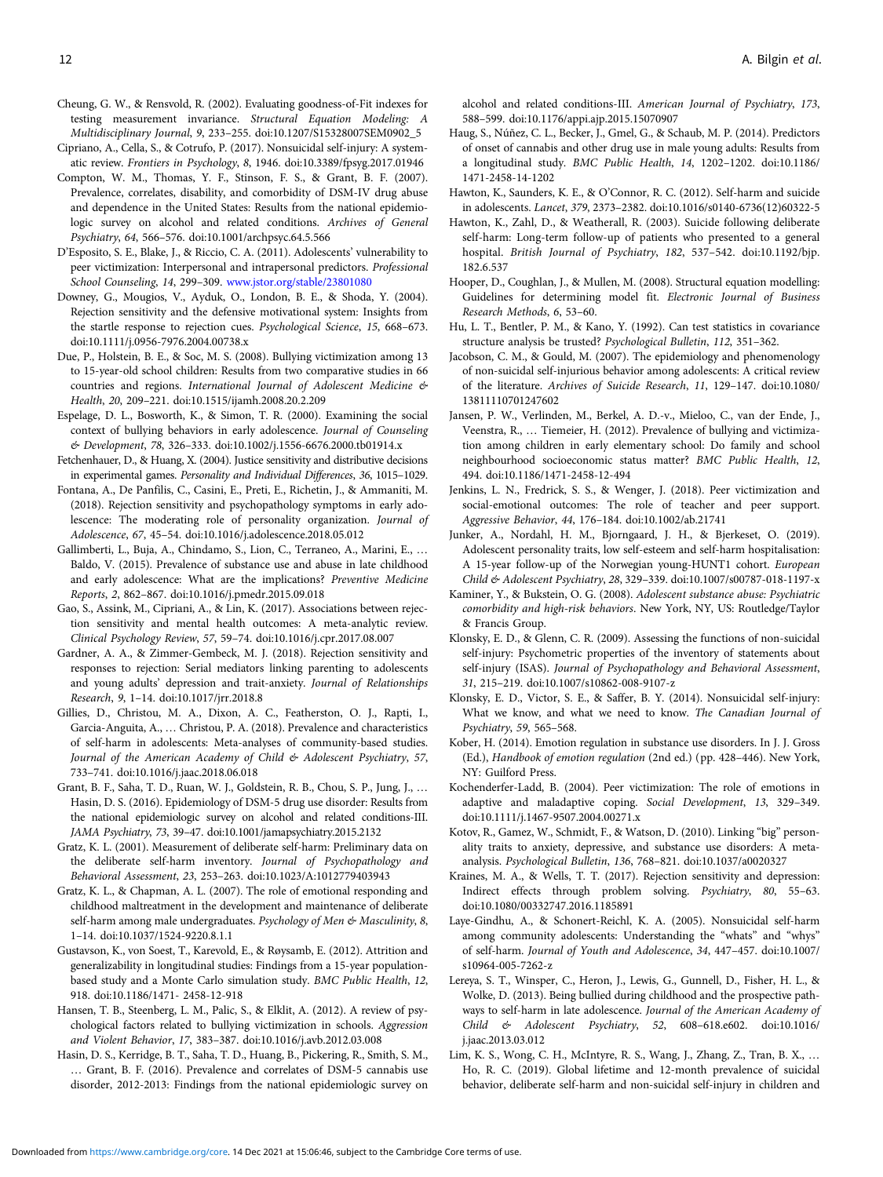Cheung, G. W., & Rensvold, R. (2002). Evaluating goodness-of-Fit indexes for testing measurement invariance. *Structural Equation Modeling: A Multidisciplinary Journal*, *9*, 233–255. doi:10.1207/S15328007SEM0902_5

Cipriano, A., Cella, S., & Cotrufo, P. (2017). Nonsuicidal self-injury: A systematic review. *Frontiers in Psychology*, *8*, 1946. doi:10.3389/fpsyg.2017.01946

Compton, W. M., Thomas, Y. F., Stinson, F. S., & Grant, B. F. (2007). Prevalence, correlates, disability, and comorbidity of DSM-IV drug abuse and dependence in the United States: Results from the national epidemiologic survey on alcohol and related conditions. *Archives of General Psychiatry*, *64*, 566–576. doi:10.1001/archpsyc.64.5.566

D'Esposito, S. E., Blake, J., & Riccio, C. A. (2011). Adolescents' vulnerability to peer victimization: Interpersonal and intrapersonal predictors. *Professional School Counseling*, *14*, 299–309. www.jstor.org/stable/23801080

Downey, G., Mougios, V., Ayduk, O., London, B. E., & Shoda, Y. (2004). Rejection sensitivity and the defensive motivational system: Insights from the startle response to rejection cues. *Psychological Science*, *15*, 668–673. doi:10.1111/j.0956-7976.2004.00738.x

Due, P., Holstein, B. E., & Soc, M. S. (2008). Bullying victimization among 13 to 15-year-old school children: Results from two comparative studies in 66 countries and regions. *International Journal of Adolescent Medicine & Health*, *20*, 209–221. doi:10.1515/ijamh.2008.20.2.209

Espelage, D. L., Bosworth, K., & Simon, T. R. (2000). Examining the social context of bullying behaviors in early adolescence. *Journal of Counseling & Development*, *78*, 326–333. doi:10.1002/j.1556-6676.2000.tb01914.x

Fetchenhauer, D., & Huang, X. (2004). Justice sensitivity and distributive decisions in experimental games. *Personality and Individual Differences*, *36*, 1015–1029.

Fontana, A., De Panfilis, C., Casini, E., Preti, E., Richetin, J., & Ammaniti, M. (2018). Rejection sensitivity and psychopathology symptoms in early adolescence: The moderating role of personality organization. *Journal of Adolescence*, *67*, 45–54. doi:10.1016/j.adolescence.2018.05.012

Gallimberti, L., Buja, A., Chindamo, S., Lion, C., Terraneo, A., Marini, E., … Baldo, V. (2015). Prevalence of substance use and abuse in late childhood and early adolescence: What are the implications? *Preventive Medicine Reports*, *2*, 862–867. doi:10.1016/j.pmedr.2015.09.018

Gao, S., Assink, M., Cipriani, A., & Lin, K. (2017). Associations between rejection sensitivity and mental health outcomes: A meta-analytic review. *Clinical Psychology Review*, *57*, 59–74. doi:10.1016/j.cpr.2017.08.007

Gardner, A. A., & Zimmer-Gembeck, M. J. (2018). Rejection sensitivity and responses to rejection: Serial mediators linking parenting to adolescents and young adults' depression and trait-anxiety. *Journal of Relationships Research*, *9*, 1–14. doi:10.1017/jrr.2018.8

Gillies, D., Christou, M. A., Dixon, A. C., Featherston, O. J., Rapti, I., Garcia-Anguita, A., … Christou, P. A. (2018). Prevalence and characteristics of self-harm in adolescents: Meta-analyses of community-based studies. *Journal of the American Academy of Child & Adolescent Psychiatry*, *57*, 733–741. doi:10.1016/j.jaac.2018.06.018

Grant, B. F., Saha, T. D., Ruan, W. J., Goldstein, R. B., Chou, S. P., Jung, J., … Hasin, D. S. (2016). Epidemiology of DSM-5 drug use disorder: Results from the national epidemiologic survey on alcohol and related conditions-III. *JAMA Psychiatry*, *73*, 39–47. doi:10.1001/jamapsychiatry.2015.2132

Gratz, K. L. (2001). Measurement of deliberate self-harm: Preliminary data on the deliberate self-harm inventory. *Journal of Psychopathology and Behavioral Assessment*, *23*, 253–263. doi:10.1023/A:1012779403943

Gratz, K. L., & Chapman, A. L. (2007). The role of emotional responding and childhood maltreatment in the development and maintenance of deliberate self-harm among male undergraduates. *Psychology of Men & Masculinity*, *8*, 1–14. doi:10.1037/1524-9220.8.1.1

Gustavson, K., von Soest, T., Karevold, E., & Røysamb, E. (2012). Attrition and generalizability in longitudinal studies: Findings from a 15-year population-based study and a Monte Carlo simulation study. *BMC Public Health*, *12*, 918. doi:10.1186/1471- 2458-12-918

Hansen, T. B., Steenberg, L. M., Palic, S., & Elklit, A. (2012). A review of psychological factors related to bullying victimization in schools. *Aggression and Violent Behavior*, *17*, 383–387. doi:10.1016/j.avb.2012.03.008

Hasin, D. S., Kerridge, B. T., Saha, T. D., Huang, B., Pickering, R., Smith, S. M., … Grant, B. F. (2016). Prevalence and correlates of DSM-5 cannabis use disorder, 2012-2013: Findings from the national epidemiologic survey on alcohol and related conditions-III. *American Journal of Psychiatry*, *173*, 588–599. doi:10.1176/appi.ajp.2015.15070907

Haug, S., Núñez, C. L., Becker, J., Gmel, G., & Schaub, M. P. (2014). Predictors of onset of cannabis and other drug use in male young adults: Results from a longitudinal study. *BMC Public Health*, *14*, 1202–1202. doi:10.1186/1471-2458-14-1202

Hawton, K., Saunders, K. E., & O'Connor, R. C. (2012). Self-harm and suicide in adolescents. *Lancet*, *379*, 2373–2382. doi:10.1016/s0140-6736(12)60322-5

Hawton, K., Zahl, D., & Weatherall, R. (2003). Suicide following deliberate self-harm: Long-term follow-up of patients who presented to a general hospital. *British Journal of Psychiatry*, *182*, 537–542. doi:10.1192/bjp.182.6.537

Hooper, D., Coughlan, J., & Mullen, M. (2008). Structural equation modelling: Guidelines for determining model fit. *Electronic Journal of Business Research Methods*, *6*, 53–60.

Hu, L. T., Bentler, P. M., & Kano, Y. (1992). Can test statistics in covariance structure analysis be trusted? *Psychological Bulletin*, *112*, 351–362.

Jacobson, C. M., & Gould, M. (2007). The epidemiology and phenomenology of non-suicidal self-injurious behavior among adolescents: A critical review of the literature. *Archives of Suicide Research*, *11*, 129–147. doi:10.1080/13811110701247602

Jansen, P. W., Verlinden, M., Berkel, A. D.-v., Mieloo, C., van der Ende, J., Veenstra, R., … Tiemeier, H. (2012). Prevalence of bullying and victimization among children in early elementary school: Do family and school neighbourhood socioeconomic status matter? *BMC Public Health*, *12*, 494. doi:10.1186/1471-2458-12-494

Jenkins, L. N., Fredrick, S. S., & Wenger, J. (2018). Peer victimization and social-emotional outcomes: The role of teacher and peer support. *Aggressive Behavior*, *44*, 176–184. doi:10.1002/ab.21741

Junker, A., Nordahl, H. M., Bjorngaard, J. H., & Bjerkeset, O. (2019). Adolescent personality traits, low self-esteem and self-harm hospitalisation: A 15-year follow-up of the Norwegian young-HUNT1 cohort. *European Child & Adolescent Psychiatry*, *28*, 329–339. doi:10.1007/s00787-018-1197-x

Kaminer, Y., & Bukstein, O. G. (2008). *Adolescent substance abuse: Psychiatric comorbidity and high-risk behaviors*. New York, NY, US: Routledge/Taylor & Francis Group.

Klonsky, E. D., & Glenn, C. R. (2009). Assessing the functions of non-suicidal self-injury: Psychometric properties of the inventory of statements about self-injury (ISAS). *Journal of Psychopathology and Behavioral Assessment*, *31*, 215–219. doi:10.1007/s10862-008-9107-z

Klonsky, E. D., Victor, S. E., & Saffer, B. Y. (2014). Nonsuicidal self-injury: What we know, and what we need to know. *The Canadian Journal of Psychiatry*, *59*, 565–568.

Kober, H. (2014). Emotion regulation in substance use disorders. In J. J. Gross (Ed.), *Handbook of emotion regulation* (2nd ed.) (pp. 428–446). New York, NY: Guilford Press.

Kochenderfer-Ladd, B. (2004). Peer victimization: The role of emotions in adaptive and maladaptive coping. *Social Development*, *13*, 329–349. doi:10.1111/j.1467-9507.2004.00271.x

Kotov, R., Gamez, W., Schmidt, F., & Watson, D. (2010). Linking "big" personality traits to anxiety, depressive, and substance use disorders: A meta-analysis. *Psychological Bulletin*, *136*, 768–821. doi:10.1037/a0020327

Kraines, M. A., & Wells, T. T. (2017). Rejection sensitivity and depression: Indirect effects through problem solving. *Psychiatry*, *80*, 55–63. doi:10.1080/00332747.2016.1185891

Laye-Gindhu, A., & Schonert-Reichl, K. A. (2005). Nonsuicidal self-harm among community adolescents: Understanding the "whats" and "whys" of self-harm. *Journal of Youth and Adolescence*, *34*, 447–457. doi:10.1007/s10964-005-7262-z

Lereya, S. T., Winsper, C., Heron, J., Lewis, G., Gunnell, D., Fisher, H. L., & Wolke, D. (2013). Being bullied during childhood and the prospective pathways to self-harm in late adolescence. *Journal of the American Academy of Child & Adolescent Psychiatry*, *52*, 608–618.e602. doi:10.1016/j.jaac.2013.03.012

Lim, K. S., Wong, C. H., McIntyre, R. S., Wang, J., Zhang, Z., Tran, B. X., … Ho, R. C. (2019). Global lifetime and 12-month prevalence of suicidal behavior, deliberate self-harm and non-suicidal self-injury in children and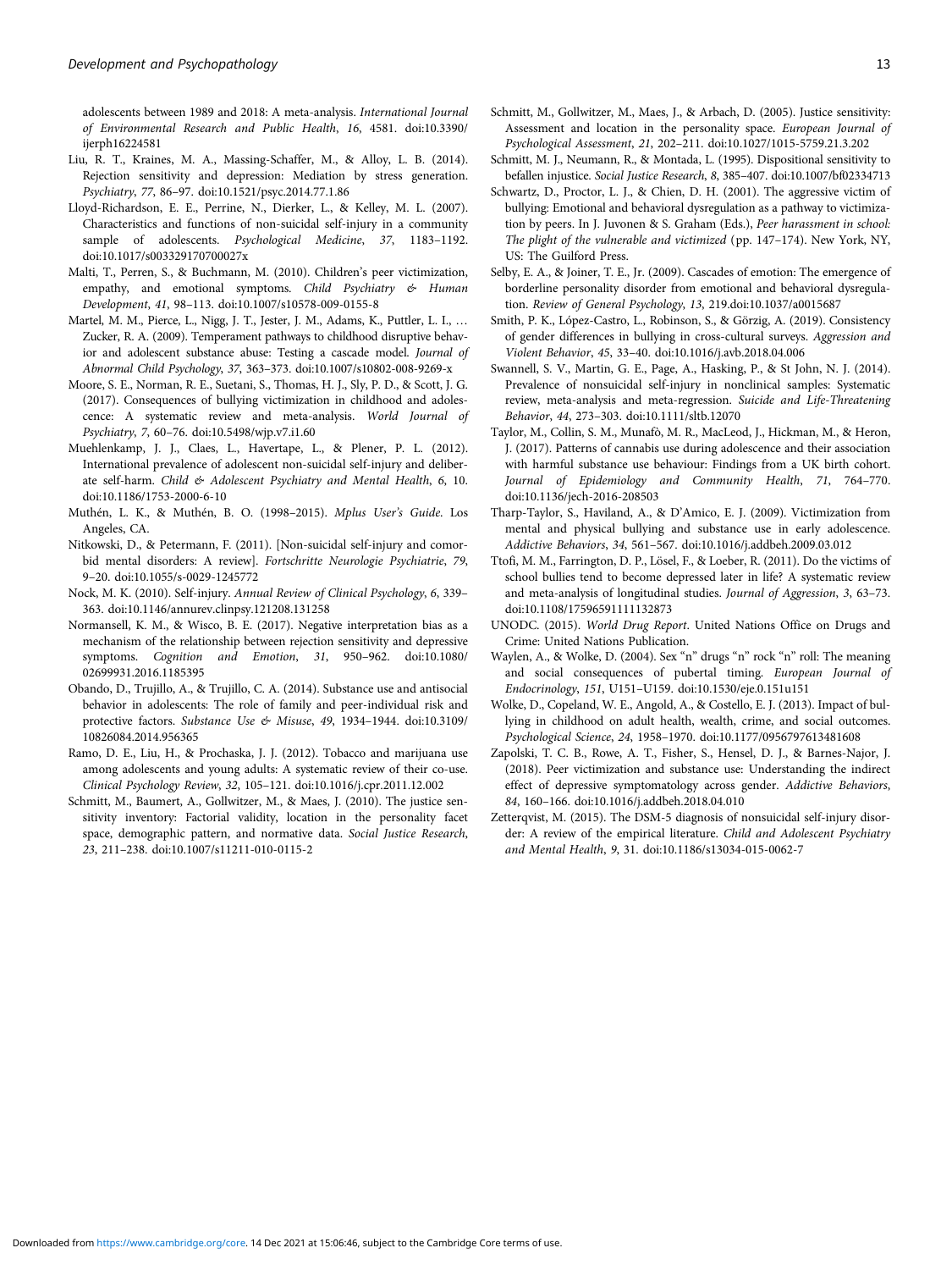adolescents between 1989 and 2018: A meta-analysis. *International Journal of Environmental Research and Public Health*, *16*, 4581. doi:10.3390/ijerph16224581

Liu, R. T., Kraines, M. A., Massing-Schaffer, M., & Alloy, L. B. (2014). Rejection sensitivity and depression: Mediation by stress generation. *Psychiatry*, *77*, 86–97. doi:10.1521/psyc.2014.77.1.86

Lloyd-Richardson, E. E., Perrine, N., Dierker, L., & Kelley, M. L. (2007). Characteristics and functions of non-suicidal self-injury in a community sample of adolescents. *Psychological Medicine*, *37*, 1183–1192. doi:10.1017/s003329170700027x

Malti, T., Perren, S., & Buchmann, M. (2010). Children's peer victimization, empathy, and emotional symptoms. *Child Psychiatry & Human Development*, *41*, 98–113. doi:10.1007/s10578-009-0155-8

Martel, M. M., Pierce, L., Nigg, J. T., Jester, J. M., Adams, K., Puttler, L. I., … Zucker, R. A. (2009). Temperament pathways to childhood disruptive behavior and adolescent substance abuse: Testing a cascade model. *Journal of Abnormal Child Psychology*, *37*, 363–373. doi:10.1007/s10802-008-9269-x

Moore, S. E., Norman, R. E., Suetani, S., Thomas, H. J., Sly, P. D., & Scott, J. G. (2017). Consequences of bullying victimization in childhood and adolescence: A systematic review and meta-analysis. *World Journal of Psychiatry*, *7*, 60–76. doi:10.5498/wjp.v7.i1.60

Muehlenkamp, J. J., Claes, L., Havertape, L., & Plener, P. L. (2012). International prevalence of adolescent non-suicidal self-injury and deliberate self-harm. *Child & Adolescent Psychiatry and Mental Health*, *6*, 10. doi:10.1186/1753-2000-6-10

Muthén, L. K., & Muthén, B. O. (1998–2015). *Mplus User's Guide*. Los Angeles, CA.

Nitkowski, D., & Petermann, F. (2011). [Non-suicidal self-injury and comorbid mental disorders: A review]. *Fortschritte Neurologie Psychiatrie*, *79*, 9–20. doi:10.1055/s-0029-1245772

Nock, M. K. (2010). Self-injury. *Annual Review of Clinical Psychology*, *6*, 339–363. doi:10.1146/annurev.clinpsy.121208.131258

Normansell, K. M., & Wisco, B. E. (2017). Negative interpretation bias as a mechanism of the relationship between rejection sensitivity and depressive symptoms. *Cognition and Emotion*, *31*, 950–962. doi:10.1080/02699931.2016.1185395

Obando, D., Trujillo, A., & Trujillo, C. A. (2014). Substance use and antisocial behavior in adolescents: The role of family and peer-individual risk and protective factors. *Substance Use & Misuse*, *49*, 1934–1944. doi:10.3109/10826084.2014.956365

Ramo, D. E., Liu, H., & Prochaska, J. J. (2012). Tobacco and marijuana use among adolescents and young adults: A systematic review of their co-use. *Clinical Psychology Review*, *32*, 105–121. doi:10.1016/j.cpr.2011.12.002

Schmitt, M., Baumert, A., Gollwitzer, M., & Maes, J. (2010). The justice sensitivity inventory: Factorial validity, location in the personality facet space, demographic pattern, and normative data. *Social Justice Research*, *23*, 211–238. doi:10.1007/s11211-010-0115-2

Schmitt, M., Gollwitzer, M., Maes, J., & Arbach, D. (2005). Justice sensitivity: Assessment and location in the personality space. *European Journal of Psychological Assessment*, *21*, 202–211. doi:10.1027/1015-5759.21.3.202

Schmitt, M. J., Neumann, R., & Montada, L. (1995). Dispositional sensitivity to befallen injustice. *Social Justice Research*, *8*, 385–407. doi:10.1007/bf02334713

Schwartz, D., Proctor, L. J., & Chien, D. H. (2001). The aggressive victim of bullying: Emotional and behavioral dysregulation as a pathway to victimization by peers. In J. Juvonen & S. Graham (Eds.), *Peer harassment in school: The plight of the vulnerable and victimized* (pp. 147–174). New York, NY, US: The Guilford Press.

Selby, E. A., & Joiner, T. E., Jr. (2009). Cascades of emotion: The emergence of borderline personality disorder from emotional and behavioral dysregulation. *Review of General Psychology*, *13*, 219.doi:10.1037/a0015687

Smith, P. K., López-Castro, L., Robinson, S., & Görzig, A. (2019). Consistency of gender differences in bullying in cross-cultural surveys. *Aggression and Violent Behavior*, *45*, 33–40. doi:10.1016/j.avb.2018.04.006

Swannell, S. V., Martin, G. E., Page, A., Hasking, P., & St John, N. J. (2014). Prevalence of nonsuicidal self-injury in nonclinical samples: Systematic review, meta-analysis and meta-regression. *Suicide and Life-Threatening Behavior*, *44*, 273–303. doi:10.1111/sltb.12070

Taylor, M., Collin, S. M., Munafò, M. R., MacLeod, J., Hickman, M., & Heron, J. (2017). Patterns of cannabis use during adolescence and their association with harmful substance use behaviour: Findings from a UK birth cohort. *Journal of Epidemiology and Community Health*, *71*, 764–770. doi:10.1136/jech-2016-208503

Tharp-Taylor, S., Haviland, A., & D'Amico, E. J. (2009). Victimization from mental and physical bullying and substance use in early adolescence. *Addictive Behaviors*, *34*, 561–567. doi:10.1016/j.addbeh.2009.03.012

Ttofi, M. M., Farrington, D. P., Lösel, F., & Loeber, R. (2011). Do the victims of school bullies tend to become depressed later in life? A systematic review and meta-analysis of longitudinal studies. *Journal of Aggression*, *3*, 63–73. doi:10.1108/17596591111132873

UNODC. (2015). *World Drug Report*. United Nations Office on Drugs and Crime: United Nations Publication.

Waylen, A., & Wolke, D. (2004). Sex "n" drugs "n" rock "n" roll: The meaning and social consequences of pubertal timing. *European Journal of Endocrinology*, *151*, U151–U159. doi:10.1530/eje.0.151u151

Wolke, D., Copeland, W. E., Angold, A., & Costello, E. J. (2013). Impact of bullying in childhood on adult health, wealth, crime, and social outcomes. *Psychological Science*, *24*, 1958–1970. doi:10.1177/0956797613481608

Zapolski, T. C. B., Rowe, A. T., Fisher, S., Hensel, D. J., & Barnes-Najor, J. (2018). Peer victimization and substance use: Understanding the indirect effect of depressive symptomatology across gender. *Addictive Behaviors*, *84*, 160–166. doi:10.1016/j.addbeh.2018.04.010

Zetterqvist, M. (2015). The DSM-5 diagnosis of nonsuicidal self-injury disorder: A review of the empirical literature. *Child and Adolescent Psychiatry and Mental Health*, *9*, 31. doi:10.1186/s13034-015-0062-7